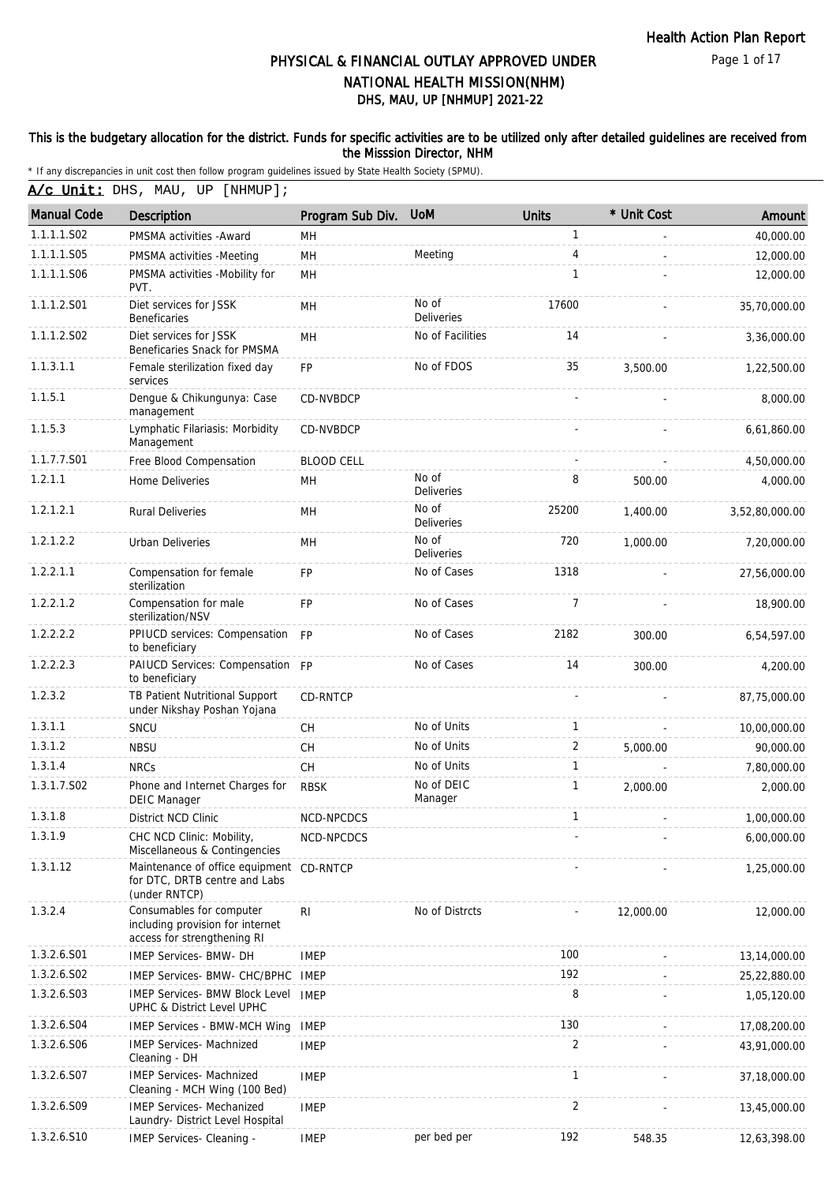# PHYSICAL & FINANCIAL OUTLAY APPROVED UNDER NATIONAL HEALTH MISSION(NHM)

## DHS, MAU, UP [NHMUP] 2021-22

**This is the budgetary allocation for the district. Funds for specific activities are to be utilized only after detailed guidelines are received from the Misssion Director, NHM**

\* If any discrepancies in unit cost then follow program guidelines issued by State Health Society (SPMU).

**A/c Unit:** DHS, MAU, UP [NHMUP];

| Manual Code | Description | Program Sub Div. | UoM | Units | * Unit Cost | Amount |
|---|---|---|---|---|---|---|
| 1.1.1.1.S02 | PMSMA activities -Award | MH | | 1 | - | 40,000.00 |
| 1.1.1.1.S05 | PMSMA activities -Meeting | MH | Meeting | 4 | - | 12,000.00 |
| 1.1.1.1.S06 | PMSMA activities -Mobility for PVT. | MH | | 1 | - | 12,000.00 |
| 1.1.1.2.S01 | Diet services for JSSK Beneficaries | MH | No of Deliveries | 17600 | - | 35,70,000.00 |
| 1.1.1.2.S02 | Diet services for JSSK Beneficaries Snack for PMSMA | MH | No of Facilities | 14 | - | 3,36,000.00 |
| 1.1.3.1.1 | Female sterilization fixed day services | FP | No of FDOS | 35 | 3,500.00 | 1,22,500.00 |
| 1.1.5.1 | Dengue & Chikungunya: Case management | CD-NVBDCP | | - | - | 8,000.00 |
| 1.1.5.3 | Lymphatic Filariasis: Morbidity Management | CD-NVBDCP | | - | - | 6,61,860.00 |
| 1.1.7.7.S01 | Free Blood Compensation | BLOOD CELL | | - | - | 4,50,000.00 |
| 1.2.1.1 | Home Deliveries | MH | No of Deliveries | 8 | 500.00 | 4,000.00 |
| 1.2.1.2.1 | Rural Deliveries | MH | No of Deliveries | 25200 | 1,400.00 | 3,52,80,000.00 |
| 1.2.1.2.2 | Urban Deliveries | MH | No of Deliveries | 720 | 1,000.00 | 7,20,000.00 |
| 1.2.2.1.1 | Compensation for female sterilization | FP | No of Cases | 1318 | - | 27,56,000.00 |
| 1.2.2.1.2 | Compensation for male sterilization/NSV | FP | No of Cases | 7 | - | 18,900.00 |
| 1.2.2.2.2 | PPIUCD services: Compensation to beneficiary | FP | No of Cases | 2182 | 300.00 | 6,54,597.00 |
| 1.2.2.2.3 | PAIUCD Services: Compensation to beneficiary | FP | No of Cases | 14 | 300.00 | 4,200.00 |
| 1.2.3.2 | TB Patient Nutritional Support under Nikshay Poshan Yojana | CD-RNTCP | | - | - | 87,75,000.00 |
| 1.3.1.1 | SNCU | CH | No of Units | 1 | - | 10,00,000.00 |
| 1.3.1.2 | NBSU | CH | No of Units | 2 | 5,000.00 | 90,000.00 |
| 1.3.1.4 | NRCs | CH | No of Units | 1 | - | 7,80,000.00 |
| 1.3.1.7.S02 | Phone and Internet Charges for DEIC Manager | RBSK | No of DEIC Manager | 1 | 2,000.00 | 2,000.00 |
| 1.3.1.8 | District NCD Clinic | NCD-NPCDCS | | 1 | - | 1,00,000.00 |
| 1.3.1.9 | CHC NCD Clinic: Mobility, Miscellaneous & Contingencies | NCD-NPCDCS | | - | - | 6,00,000.00 |
| 1.3.1.12 | Maintenance of office equipment for DTC, DRTB centre and Labs (under RNTCP) | CD-RNTCP | | - | - | 1,25,000.00 |
| 1.3.2.4 | Consumables for computer including provision for internet access for strengthening RI | RI | No of Distrcts | - | 12,000.00 | 12,000.00 |
| 1.3.2.6.S01 | IMEP Services- BMW- DH | IMEP | | 100 | - | 13,14,000.00 |
| 1.3.2.6.S02 | IMEP Services- BMW- CHC/BPHC | IMEP | | 192 | - | 25,22,880.00 |
| 1.3.2.6.S03 | IMEP Services- BMW Block Level UPHC & District Level UPHC | IMEP | | 8 | - | 1,05,120.00 |
| 1.3.2.6.S04 | IMEP Services - BMW-MCH Wing | IMEP | | 130 | - | 17,08,200.00 |
| 1.3.2.6.S06 | IMEP Services- Machnized Cleaning - DH | IMEP | | 2 | - | 43,91,000.00 |
| 1.3.2.6.S07 | IMEP Services- Machnized Cleaning - MCH Wing (100 Bed) | IMEP | | 1 | - | 37,18,000.00 |
| 1.3.2.6.S09 | IMEP Services- Mechanized Laundry- District Level Hospital | IMEP | | 2 | - | 13,45,000.00 |
| 1.3.2.6.S10 | IMEP Services- Cleaning - | IMEP | per bed per | 192 | 548.35 | 12,63,398.00 |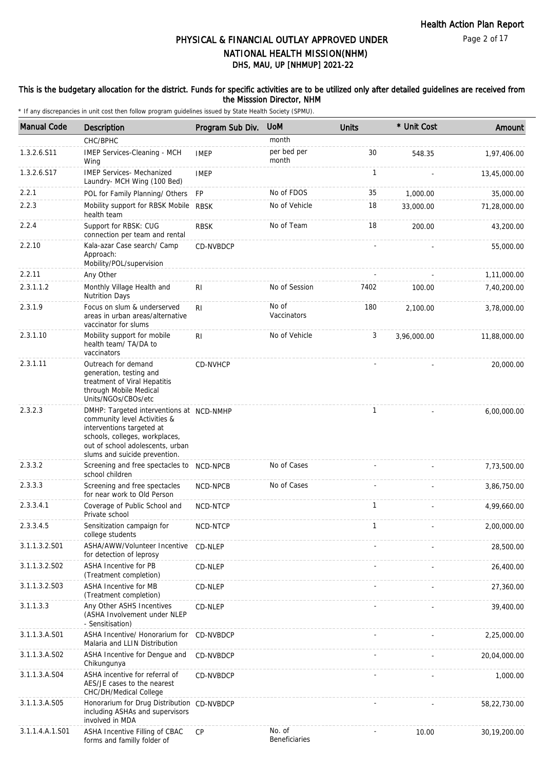# PHYSICAL & FINANCIAL OUTLAY APPROVED UNDER NATIONAL HEALTH MISSION(NHM)

## DHS, MAU, UP [NHMUP] 2021-22

**This is the budgetary allocation for the district. Funds for specific activities are to be utilized only after detailed guidelines are received from the Misssion Director, NHM**

\* If any discrepancies in unit cost then follow program guidelines issued by State Health Society (SPMU).

| Manual Code | Description | Program Sub Div. | UoM | Units | * Unit Cost | Amount |
|---|---|---|---|---|---|---|
| | CHC/BPHC | | month | | | |
| 1.3.2.6.S11 | IMEP Services-Cleaning - MCH Wing | IMEP | per bed per month | 30 | 548.35 | 1,97,406.00 |
| 1.3.2.6.S17 | IMEP Services- Mechanized Laundry- MCH Wing (100 Bed) | IMEP | | 1 | - | 13,45,000.00 |
| 2.2.1 | POL for Family Planning/ Others | FP | No of FDOS | 35 | 1,000.00 | 35,000.00 |
| 2.2.3 | Mobility support for RBSK Mobile health team | RBSK | No of Vehicle | 18 | 33,000.00 | 71,28,000.00 |
| 2.2.4 | Support for RBSK: CUG connection per team and rental | RBSK | No of Team | 18 | 200.00 | 43,200.00 |
| 2.2.10 | Kala-azar Case search/ Camp Approach: Mobility/POL/supervision | CD-NVBDCP | | - | - | 55,000.00 |
| 2.2.11 | Any Other | | | - | - | 1,11,000.00 |
| 2.3.1.1.2 | Monthly Village Health and Nutrition Days | RI | No of Session | 7402 | 100.00 | 7,40,200.00 |
| 2.3.1.9 | Focus on slum & underserved areas in urban areas/alternative vaccinator for slums | RI | No of Vaccinators | 180 | 2,100.00 | 3,78,000.00 |
| 2.3.1.10 | Mobility support for mobile health team/ TA/DA to vaccinators | RI | No of Vehicle | 3 | 3,96,000.00 | 11,88,000.00 |
| 2.3.1.11 | Outreach for demand generation, testing and treatment of Viral Hepatitis through Mobile Medical Units/NGOs/CBOs/etc | CD-NVHCP | | - | - | 20,000.00 |
| 2.3.2.3 | DMHP: Targeted interventions at community level Activities & interventions targeted at schools, colleges, workplaces, out of school adolescents, urban slums and suicide prevention. | NCD-NMHP | | 1 | - | 6,00,000.00 |
| 2.3.3.2 | Screening and free spectacles to school children | NCD-NPCB | No of Cases | - | - | 7,73,500.00 |
| 2.3.3.3 | Screening and free spectacles for near work to Old Person | NCD-NPCB | No of Cases | - | - | 3,86,750.00 |
| 2.3.3.4.1 | Coverage of Public School and Private school | NCD-NTCP | | 1 | - | 4,99,660.00 |
| 2.3.3.4.5 | Sensitization campaign for college students | NCD-NTCP | | 1 | - | 2,00,000.00 |
| 3.1.1.3.2.S01 | ASHA/AWW/Volunteer Incentive for detection of leprosy | CD-NLEP | | - | - | 28,500.00 |
| 3.1.1.3.2.S02 | ASHA Incentive for PB (Treatment completion) | CD-NLEP | | - | - | 26,400.00 |
| 3.1.1.3.2.S03 | ASHA Incentive for MB (Treatment completion) | CD-NLEP | | - | - | 27,360.00 |
| 3.1.1.3.3 | Any Other ASHS Incentives (ASHA Involvement under NLEP - Sensitisation) | CD-NLEP | | - | - | 39,400.00 |
| 3.1.1.3.A.S01 | ASHA Incentive/ Honorarium for Malaria and LLIN Distribution | CD-NVBDCP | | - | - | 2,25,000.00 |
| 3.1.1.3.A.S02 | ASHA Incentive for Dengue and Chikungunya | CD-NVBDCP | | - | - | 20,04,000.00 |
| 3.1.1.3.A.S04 | ASHA incentive for referral of AES/JE cases to the nearest CHC/DH/Medical College | CD-NVBDCP | | - | - | 1,000.00 |
| 3.1.1.3.A.S05 | Honorarium for Drug Distribution including ASHAs and supervisors involved in MDA | CD-NVBDCP | | - | - | 58,22,730.00 |
| 3.1.1.4.A.1.S01 | ASHA Incentive Filling of CBAC forms and familly folder of | CP | No. of Beneficiaries | - | 10.00 | 30,19,200.00 |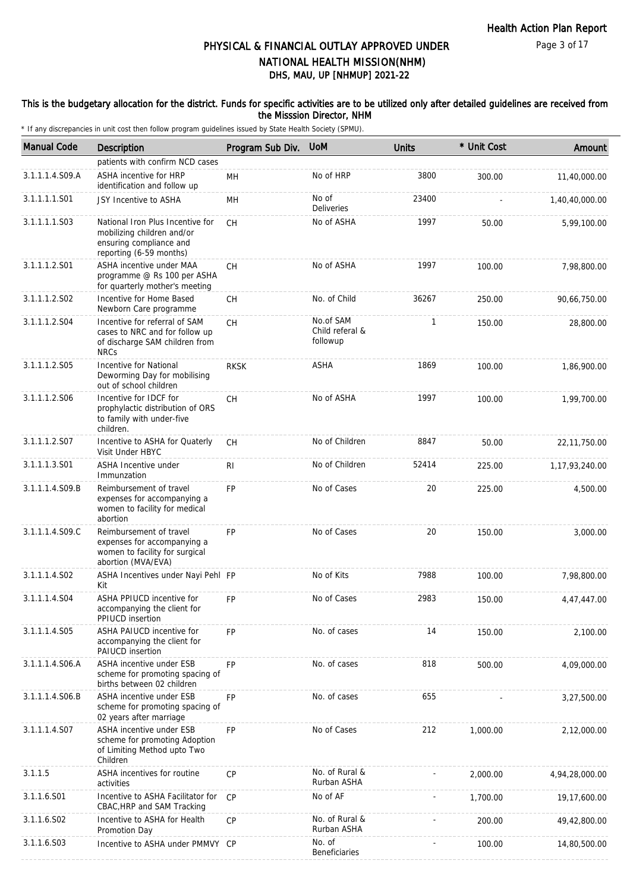# PHYSICAL & FINANCIAL OUTLAY APPROVED UNDER NATIONAL HEALTH MISSION(NHM)
## DHS, MAU, UP [NHMUP] 2021-22

**This is the budgetary allocation for the district. Funds for specific activities are to be utilized only after detailed guidelines are received from the Misssion Director, NHM**

* If any discrepancies in unit cost then follow program guidelines issued by State Health Society (SPMU).

| Manual Code | Description | Program Sub Div. | UoM | Units | * Unit Cost | Amount |
|---|---|---|---|---|---|---|
| | patients with confirm NCD cases | | | | | |
| 3.1.1.1.4.S09.A | ASHA incentive for HRP identification and follow up | MH | No of HRP | 3800 | 300.00 | 11,40,000.00 |
| 3.1.1.1.1.S01 | JSY Incentive to ASHA | MH | No of Deliveries | 23400 | - | 1,40,40,000.00 |
| 3.1.1.1.1.S03 | National Iron Plus Incentive for mobilizing children and/or ensuring compliance and reporting (6-59 months) | CH | No of ASHA | 1997 | 50.00 | 5,99,100.00 |
| 3.1.1.1.2.S01 | ASHA incentive under MAA programme @ Rs 100 per ASHA for quarterly mother's meeting | CH | No of ASHA | 1997 | 100.00 | 7,98,800.00 |
| 3.1.1.1.2.S02 | Incentive for Home Based Newborn Care programme | CH | No. of Child | 36267 | 250.00 | 90,66,750.00 |
| 3.1.1.1.2.S04 | Incentive for referral of SAM cases to NRC and for follow up of discharge SAM children from NRCs | CH | No.of SAM Child referal & followup | 1 | 150.00 | 28,800.00 |
| 3.1.1.1.2.S05 | Incentive for National Deworming Day for mobilising out of school children | RKSK | ASHA | 1869 | 100.00 | 1,86,900.00 |
| 3.1.1.1.2.S06 | Incentive for IDCF for prophylactic distribution of ORS to family with under-five children. | CH | No of ASHA | 1997 | 100.00 | 1,99,700.00 |
| 3.1.1.1.2.S07 | Incentive to ASHA for Quaterly Visit Under HBYC | CH | No of Children | 8847 | 50.00 | 22,11,750.00 |
| 3.1.1.1.3.S01 | ASHA Incentive under Immunzation | RI | No of Children | 52414 | 225.00 | 1,17,93,240.00 |
| 3.1.1.1.4.S09.B | Reimbursement of travel expenses for accompanying a women to facility for medical abortion | FP | No of Cases | 20 | 225.00 | 4,500.00 |
| 3.1.1.1.4.S09.C | Reimbursement of travel expenses for accompanying a women to facility for surgical abortion (MVA/EVA) | FP | No of Cases | 20 | 150.00 | 3,000.00 |
| 3.1.1.1.4.S02 | ASHA Incentives under Nayi Pehl Kit | FP | No of Kits | 7988 | 100.00 | 7,98,800.00 |
| 3.1.1.1.4.S04 | ASHA PPIUCD incentive for accompanying the client for PPIUCD insertion | FP | No of Cases | 2983 | 150.00 | 4,47,447.00 |
| 3.1.1.1.4.S05 | ASHA PAIUCD incentive for accompanying the client for PAIUCD insertion | FP | No. of cases | 14 | 150.00 | 2,100.00 |
| 3.1.1.1.4.S06.A | ASHA incentive under ESB scheme for promoting spacing of births between 02 children | FP | No. of cases | 818 | 500.00 | 4,09,000.00 |
| 3.1.1.1.4.S06.B | ASHA incentive under ESB scheme for promoting spacing of 02 years after marriage | FP | No. of cases | 655 | - | 3,27,500.00 |
| 3.1.1.1.4.S07 | ASHA incentive under ESB scheme for promoting Adoption of Limiting Method upto Two Children | FP | No of Cases | 212 | 1,000.00 | 2,12,000.00 |
| 3.1.1.5 | ASHA incentives for routine activities | CP | No. of Rural & Rurban ASHA | - | 2,000.00 | 4,94,28,000.00 |
| 3.1.1.6.S01 | Incentive to ASHA Facilitator for CBAC,HRP and SAM Tracking | CP | No of AF | - | 1,700.00 | 19,17,600.00 |
| 3.1.1.6.S02 | Incentive to ASHA for Health Promotion Day | CP | No. of Rural & Rurban ASHA | - | 200.00 | 49,42,800.00 |
| 3.1.1.6.S03 | Incentive to ASHA under PMMVY | CP | No. of Beneficiaries | - | 100.00 | 14,80,500.00 |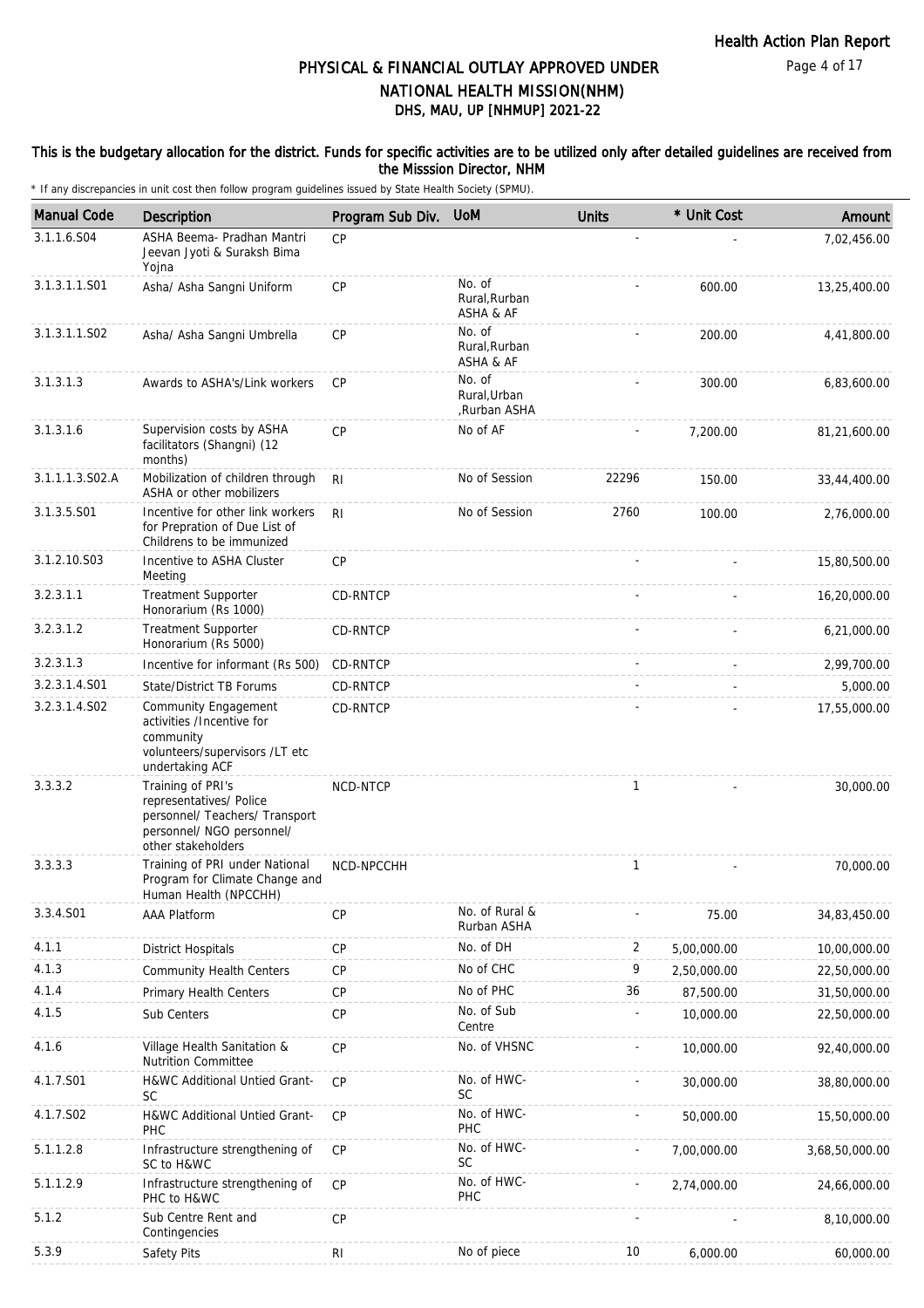# PHYSICAL & FINANCIAL OUTLAY APPROVED UNDER NATIONAL HEALTH MISSION(NHM)

## DHS, MAU, UP [NHMUP] 2021-22

**This is the budgetary allocation for the district. Funds for specific activities are to be utilized only after detailed guidelines are received from the Misssion Director, NHM**

* If any discrepancies in unit cost then follow program guidelines issued by State Health Society (SPMU).

| Manual Code | Description | Program Sub Div. | UoM | Units | * Unit Cost | Amount |
|---|---|---|---|---|---|---|
| 3.1.1.6.S04 | ASHA Beema- Pradhan Mantri Jeevan Jyoti & Suraksh Bima Yojna | CP | | - | - | 7,02,456.00 |
| 3.1.3.1.1.S01 | Asha/ Asha Sangni Uniform | CP | No. of Rural,Rurban ASHA & AF | - | 600.00 | 13,25,400.00 |
| 3.1.3.1.1.S02 | Asha/ Asha Sangni Umbrella | CP | No. of Rural,Rurban ASHA & AF | - | 200.00 | 4,41,800.00 |
| 3.1.3.1.3 | Awards to ASHA's/Link workers | CP | No. of Rural,Urban ,Rurban ASHA | - | 300.00 | 6,83,600.00 |
| 3.1.3.1.6 | Supervision costs by ASHA facilitators (Shangni) (12 months) | CP | No of AF | - | 7,200.00 | 81,21,600.00 |
| 3.1.1.1.3.S02.A | Mobilization of children through ASHA or other mobilizers | RI | No of Session | 22296 | 150.00 | 33,44,400.00 |
| 3.1.3.5.S01 | Incentive for other link workers for Prepration of Due List of Childrens to be immunized | RI | No of Session | 2760 | 100.00 | 2,76,000.00 |
| 3.1.2.10.S03 | Incentive to ASHA Cluster Meeting | CP | | - | - | 15,80,500.00 |
| 3.2.3.1.1 | Treatment Supporter Honorarium (Rs 1000) | CD-RNTCP | | - | - | 16,20,000.00 |
| 3.2.3.1.2 | Treatment Supporter Honorarium (Rs 5000) | CD-RNTCP | | - | - | 6,21,000.00 |
| 3.2.3.1.3 | Incentive for informant (Rs 500) | CD-RNTCP | | - | - | 2,99,700.00 |
| 3.2.3.1.4.S01 | State/District TB Forums | CD-RNTCP | | - | - | 5,000.00 |
| 3.2.3.1.4.S02 | Community Engagement activities /Incentive for community volunteers/supervisors /LT etc undertaking ACF | CD-RNTCP | | - | - | 17,55,000.00 |
| 3.3.3.2 | Training of PRI's representatives/ Police personnel/ Teachers/ Transport personnel/ NGO personnel/ other stakeholders | NCD-NTCP | | 1 | - | 30,000.00 |
| 3.3.3.3 | Training of PRI under National Program for Climate Change and Human Health (NPCCHH) | NCD-NPCCHH | | 1 | - | 70,000.00 |
| 3.3.4.S01 | AAA Platform | CP | No. of Rural & Rurban ASHA | - | 75.00 | 34,83,450.00 |
| 4.1.1 | District Hospitals | CP | No. of DH | 2 | 5,00,000.00 | 10,00,000.00 |
| 4.1.3 | Community Health Centers | CP | No of CHC | 9 | 2,50,000.00 | 22,50,000.00 |
| 4.1.4 | Primary Health Centers | CP | No of PHC | 36 | 87,500.00 | 31,50,000.00 |
| 4.1.5 | Sub Centers | CP | No. of Sub Centre | - | 10,000.00 | 22,50,000.00 |
| 4.1.6 | Village Health Sanitation & Nutrition Committee | CP | No. of VHSNC | - | 10,000.00 | 92,40,000.00 |
| 4.1.7.S01 | H&WC Additional Untied Grant-SC | CP | No. of HWC-SC | - | 30,000.00 | 38,80,000.00 |
| 4.1.7.S02 | H&WC Additional Untied Grant-PHC | CP | No. of HWC-PHC | - | 50,000.00 | 15,50,000.00 |
| 5.1.1.2.8 | Infrastructure strengthening of SC to H&WC | CP | No. of HWC-SC | - | 7,00,000.00 | 3,68,50,000.00 |
| 5.1.1.2.9 | Infrastructure strengthening of PHC to H&WC | CP | No. of HWC-PHC | - | 2,74,000.00 | 24,66,000.00 |
| 5.1.2 | Sub Centre Rent and Contingencies | CP | | - | - | 8,10,000.00 |
| 5.3.9 | Safety Pits | RI | No of piece | 10 | 6,000.00 | 60,000.00 |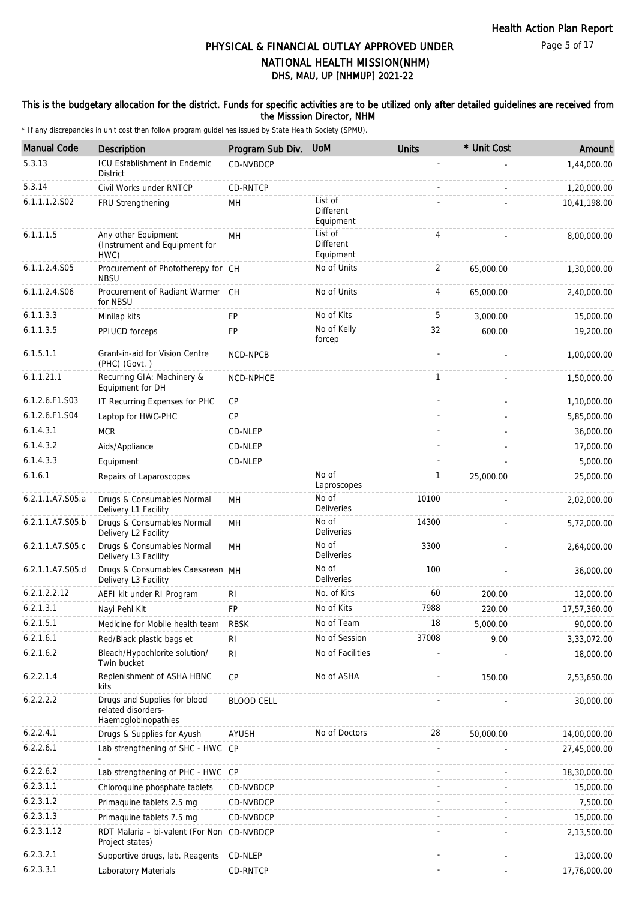# PHYSICAL & FINANCIAL OUTLAY APPROVED UNDER NATIONAL HEALTH MISSION(NHM)
## DHS, MAU, UP [NHMUP] 2021-22

**This is the budgetary allocation for the district. Funds for specific activities are to be utilized only after detailed guidelines are received from the Misssion Director, NHM**

\* If any discrepancies in unit cost then follow program guidelines issued by State Health Society (SPMU).

| Manual Code | Description | Program Sub Div. | UoM | Units | * Unit Cost | Amount |
|---|---|---|---|---|---|---|
| 5.3.13 | ICU Establishment in Endemic District | CD-NVBDCP | | - | - | 1,44,000.00 |
| 5.3.14 | Civil Works under RNTCP | CD-RNTCP | | - | - | 1,20,000.00 |
| 6.1.1.1.2.S02 | FRU Strengthening | MH | List of Different Equipment | - | - | 10,41,198.00 |
| 6.1.1.1.5 | Any other Equipment (Instrument and Equipment for HWC) | MH | List of Different Equipment | 4 | - | 8,00,000.00 |
| 6.1.1.2.4.S05 | Procurement of Phototherepy for NBSU | CH | No of Units | 2 | 65,000.00 | 1,30,000.00 |
| 6.1.1.2.4.S06 | Procurement of Radiant Warmer for NBSU | CH | No of Units | 4 | 65,000.00 | 2,40,000.00 |
| 6.1.1.3.3 | Minilap kits | FP | No of Kits | 5 | 3,000.00 | 15,000.00 |
| 6.1.1.3.5 | PPIUCD forceps | FP | No of Kelly forcep | 32 | 600.00 | 19,200.00 |
| 6.1.5.1.1 | Grant-in-aid for Vision Centre (PHC) (Govt. ) | NCD-NPCB | | - | - | 1,00,000.00 |
| 6.1.1.21.1 | Recurring GIA: Machinery & Equipment for DH | NCD-NPHCE | | 1 | - | 1,50,000.00 |
| 6.1.2.6.F1.S03 | IT Recurring Expenses for PHC | CP | | - | - | 1,10,000.00 |
| 6.1.2.6.F1.S04 | Laptop for HWC-PHC | CP | | - | - | 5,85,000.00 |
| 6.1.4.3.1 | MCR | CD-NLEP | | - | - | 36,000.00 |
| 6.1.4.3.2 | Aids/Appliance | CD-NLEP | | - | - | 17,000.00 |
| 6.1.4.3.3 | Equipment | CD-NLEP | | - | - | 5,000.00 |
| 6.1.6.1 | Repairs of Laparoscopes | | No of Laproscopes | 1 | 25,000.00 | 25,000.00 |
| 6.2.1.1.A7.S05.a | Drugs & Consumables Normal Delivery L1 Facility | MH | No of Deliveries | 10100 | - | 2,02,000.00 |
| 6.2.1.1.A7.S05.b | Drugs & Consumables Normal Delivery L2 Facility | MH | No of Deliveries | 14300 | - | 5,72,000.00 |
| 6.2.1.1.A7.S05.c | Drugs & Consumables Normal Delivery L3 Facility | MH | No of Deliveries | 3300 | - | 2,64,000.00 |
| 6.2.1.1.A7.S05.d | Drugs & Consumables Caesarean Delivery L3 Facility | MH | No of Deliveries | 100 | - | 36,000.00 |
| 6.2.1.2.2.12 | AEFI kit under RI Program | RI | No. of Kits | 60 | 200.00 | 12,000.00 |
| 6.2.1.3.1 | Nayi Pehl Kit | FP | No of Kits | 7988 | 220.00 | 17,57,360.00 |
| 6.2.1.5.1 | Medicine for Mobile health team | RBSK | No of Team | 18 | 5,000.00 | 90,000.00 |
| 6.2.1.6.1 | Red/Black plastic bags et | RI | No of Session | 37008 | 9.00 | 3,33,072.00 |
| 6.2.1.6.2 | Bleach/Hypochlorite solution/ Twin bucket | RI | No of Facilities | - | - | 18,000.00 |
| 6.2.2.1.4 | Replenishment of ASHA HBNC kits | CP | No of ASHA | - | 150.00 | 2,53,650.00 |
| 6.2.2.2.2 | Drugs and Supplies for blood related disorders-Haemoglobinopathies | BLOOD CELL | | - | - | 30,000.00 |
| 6.2.2.4.1 | Drugs & Supplies for Ayush | AYUSH | No of Doctors | 28 | 50,000.00 | 14,00,000.00 |
| 6.2.2.6.1 | Lab strengthening of SHC - HWC - | CP | | - | - | 27,45,000.00 |
| 6.2.2.6.2 | Lab strengthening of PHC - HWC | CP | | - | - | 18,30,000.00 |
| 6.2.3.1.1 | Chloroquine phosphate tablets | CD-NVBDCP | | - | - | 15,000.00 |
| 6.2.3.1.2 | Primaquine tablets 2.5 mg | CD-NVBDCP | | - | - | 7,500.00 |
| 6.2.3.1.3 | Primaquine tablets 7.5 mg | CD-NVBDCP | | - | - | 15,000.00 |
| 6.2.3.1.12 | RDT Malaria – bi-valent (For Non Project states) | CD-NVBDCP | | - | - | 2,13,500.00 |
| 6.2.3.2.1 | Supportive drugs, lab. Reagents | CD-NLEP | | - | - | 13,000.00 |
| 6.2.3.3.1 | Laboratory Materials | CD-RNTCP | | - | - | 17,76,000.00 |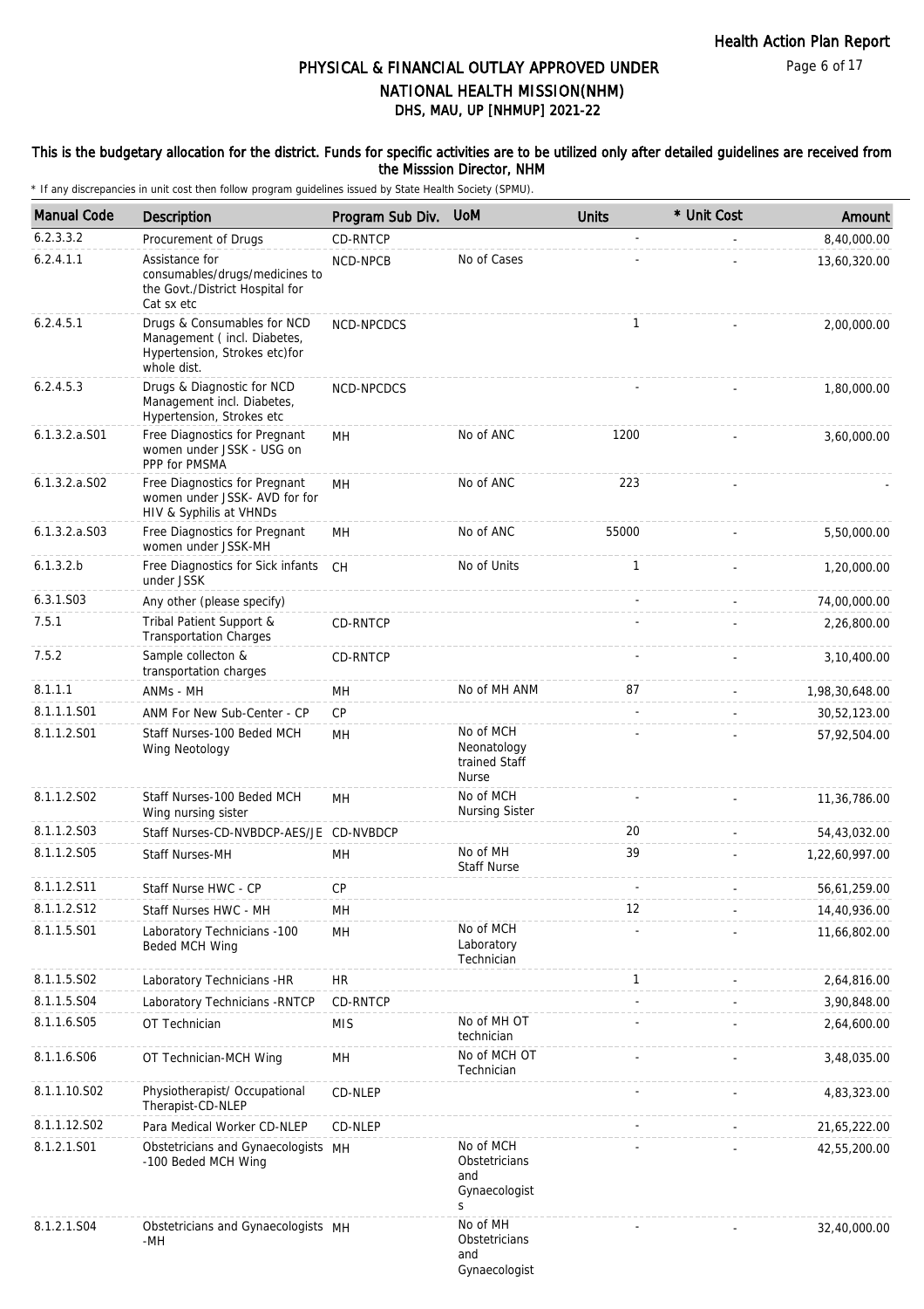# PHYSICAL & FINANCIAL OUTLAY APPROVED UNDER NATIONAL HEALTH MISSION(NHM)
## DHS, MAU, UP [NHMUP] 2021-22

Health Action Plan Report

**This is the budgetary allocation for the district. Funds for specific activities are to be utilized only after detailed guidelines are received from the Misssion Director, NHM**

\* If any discrepancies in unit cost then follow program guidelines issued by State Health Society (SPMU).

| Manual Code | Description | Program Sub Div. | UoM | Units | * Unit Cost | Amount |
|---|---|---|---|---|---|---|
| 6.2.3.3.2 | Procurement of Drugs | CD-RNTCP | | - | - | 8,40,000.00 |
| 6.2.4.1.1 | Assistance for consumables/drugs/medicines to the Govt./District Hospital for Cat sx etc | NCD-NPCB | No of Cases | - | - | 13,60,320.00 |
| 6.2.4.5.1 | Drugs & Consumables for NCD Management ( incl. Diabetes, Hypertension, Strokes etc)for whole dist. | NCD-NPCDCS | | 1 | - | 2,00,000.00 |
| 6.2.4.5.3 | Drugs & Diagnostic for NCD Management incl. Diabetes, Hypertension, Strokes etc | NCD-NPCDCS | | - | - | 1,80,000.00 |
| 6.1.3.2.a.S01 | Free Diagnostics for Pregnant women under JSSK - USG on PPP for PMSMA | MH | No of ANC | 1200 | - | 3,60,000.00 |
| 6.1.3.2.a.S02 | Free Diagnostics for Pregnant women under JSSK- AVD for for HIV & Syphilis at VHNDs | MH | No of ANC | 223 | - | - |
| 6.1.3.2.a.S03 | Free Diagnostics for Pregnant women under JSSK-MH | MH | No of ANC | 55000 | - | 5,50,000.00 |
| 6.1.3.2.b | Free Diagnostics for Sick infants under JSSK | CH | No of Units | 1 | - | 1,20,000.00 |
| 6.3.1.S03 | Any other (please specify) | | | - | - | 74,00,000.00 |
| 7.5.1 | Tribal Patient Support & Transportation Charges | CD-RNTCP | | - | - | 2,26,800.00 |
| 7.5.2 | Sample collecton & transportation charges | CD-RNTCP | | - | - | 3,10,400.00 |
| 8.1.1.1 | ANMs - MH | MH | No of MH ANM | 87 | - | 1,98,30,648.00 |
| 8.1.1.1.S01 | ANM For New Sub-Center - CP | CP | | - | - | 30,52,123.00 |
| 8.1.1.2.S01 | Staff Nurses-100 Beded MCH Wing Neotology | MH | No of MCH Neonatology trained Staff Nurse | - | - | 57,92,504.00 |
| 8.1.1.2.S02 | Staff Nurses-100 Beded MCH Wing nursing sister | MH | No of MCH Nursing Sister | - | - | 11,36,786.00 |
| 8.1.1.2.S03 | Staff Nurses-CD-NVBDCP-AES/JE | CD-NVBDCP | | 20 | - | 54,43,032.00 |
| 8.1.1.2.S05 | Staff Nurses-MH | MH | No of MH Staff Nurse | 39 | - | 1,22,60,997.00 |
| 8.1.1.2.S11 | Staff Nurse HWC - CP | CP | | - | - | 56,61,259.00 |
| 8.1.1.2.S12 | Staff Nurses HWC - MH | MH | | 12 | - | 14,40,936.00 |
| 8.1.1.5.S01 | Laboratory Technicians -100 Beded MCH Wing | MH | No of MCH Laboratory Technician | - | - | 11,66,802.00 |
| 8.1.1.5.S02 | Laboratory Technicians -HR | HR | | 1 | - | 2,64,816.00 |
| 8.1.1.5.S04 | Laboratory Technicians -RNTCP | CD-RNTCP | | - | - | 3,90,848.00 |
| 8.1.1.6.S05 | OT Technician | MIS | No of MH OT technician | - | - | 2,64,600.00 |
| 8.1.1.6.S06 | OT Technician-MCH Wing | MH | No of MCH OT Technician | - | - | 3,48,035.00 |
| 8.1.1.10.S02 | Physiotherapist/ Occupational Therapist-CD-NLEP | CD-NLEP | | - | - | 4,83,323.00 |
| 8.1.1.12.S02 | Para Medical Worker CD-NLEP | CD-NLEP | | - | - | 21,65,222.00 |
| 8.1.2.1.S01 | Obstetricians and Gynaecologists -100 Beded MCH Wing | MH | No of MCH Obstetricians and Gynaecologists | - | - | 42,55,200.00 |
| 8.1.2.1.S04 | Obstetricians and Gynaecologists -MH | MH | No of MH Obstetricians and Gynaecologist | - | - | 32,40,000.00 |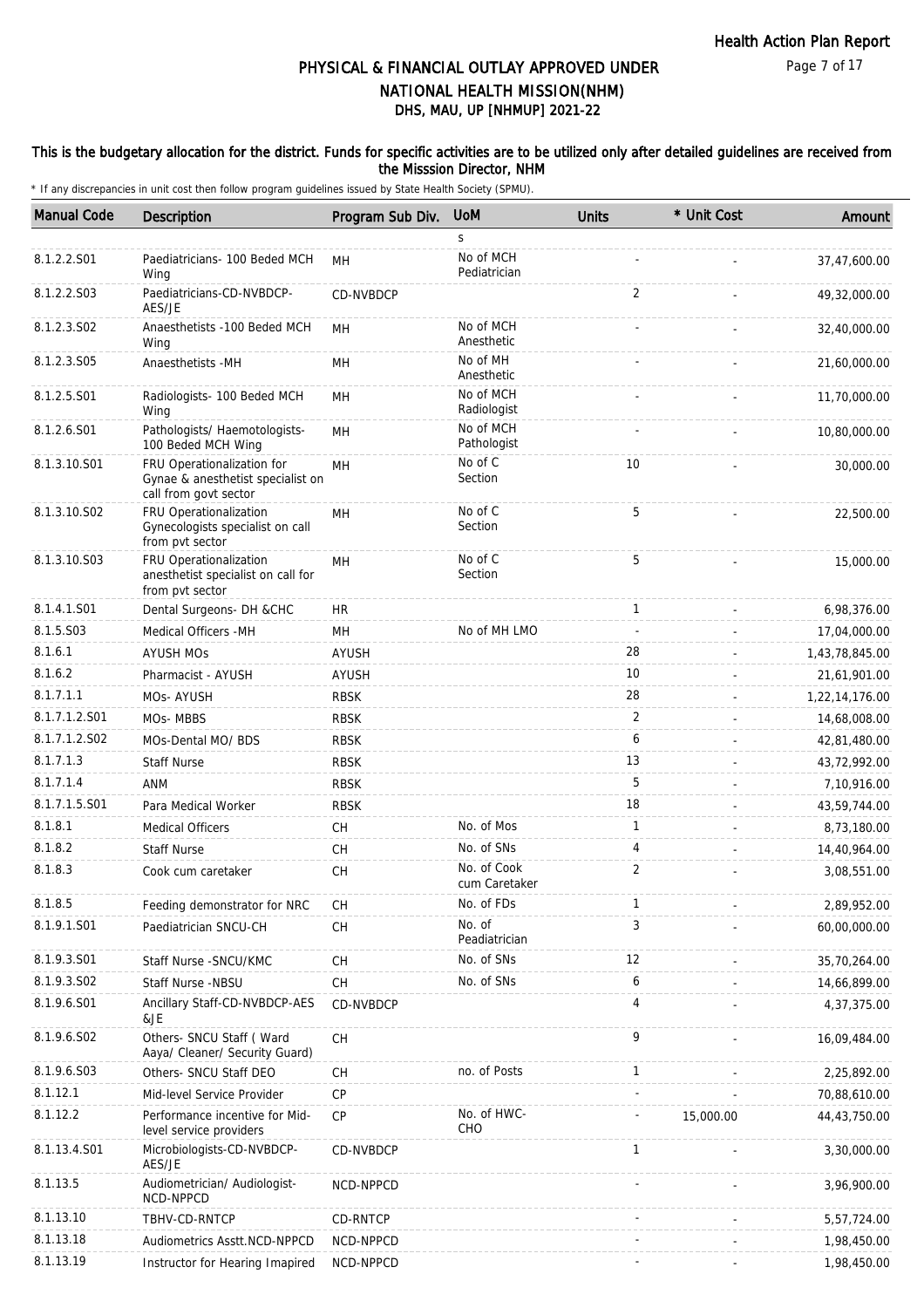# PHYSICAL & FINANCIAL OUTLAY APPROVED UNDER NATIONAL HEALTH MISSION(NHM)

## DHS, MAU, UP [NHMUP] 2021-22

Health Action Plan Report

**This is the budgetary allocation for the district. Funds for specific activities are to be utilized only after detailed guidelines are received from the Misssion Director, NHM**

\* If any discrepancies in unit cost then follow program guidelines issued by State Health Society (SPMU).

| Manual Code | Description | Program Sub Div. | UoM | Units | * Unit Cost | Amount |
|---|---|---|---|---|---|---|
| | | | s | | | |
| 8.1.2.2.S01 | Paediatricians- 100 Beded MCH Wing | MH | No of MCH Pediatrician | - | - | 37,47,600.00 |
| 8.1.2.2.S03 | Paediatricians-CD-NVBDCP-AES/JE | CD-NVBDCP | | 2 | - | 49,32,000.00 |
| 8.1.2.3.S02 | Anaesthetists -100 Beded MCH Wing | MH | No of MCH Anesthetic | - | - | 32,40,000.00 |
| 8.1.2.3.S05 | Anaesthetists -MH | MH | No of MH Anesthetic | - | - | 21,60,000.00 |
| 8.1.2.5.S01 | Radiologists- 100 Beded MCH Wing | MH | No of MCH Radiologist | - | - | 11,70,000.00 |
| 8.1.2.6.S01 | Pathologists/ Haemotologists- 100 Beded MCH Wing | MH | No of MCH Pathologist | - | - | 10,80,000.00 |
| 8.1.3.10.S01 | FRU Operationalization for Gynae & anesthetist specialist on call from govt sector | MH | No of C Section | 10 | - | 30,000.00 |
| 8.1.3.10.S02 | FRU Operationalization Gynecologists specialist on call from pvt sector | MH | No of C Section | 5 | - | 22,500.00 |
| 8.1.3.10.S03 | FRU Operationalization anesthetist specialist on call for from pvt sector | MH | No of C Section | 5 | - | 15,000.00 |
| 8.1.4.1.S01 | Dental Surgeons- DH &CHC | HR | | 1 | - | 6,98,376.00 |
| 8.1.5.S03 | Medical Officers -MH | MH | No of MH LMO | - | - | 17,04,000.00 |
| 8.1.6.1 | AYUSH MOs | AYUSH | | 28 | - | 1,43,78,845.00 |
| 8.1.6.2 | Pharmacist - AYUSH | AYUSH | | 10 | - | 21,61,901.00 |
| 8.1.7.1.1 | MOs- AYUSH | RBSK | | 28 | - | 1,22,14,176.00 |
| 8.1.7.1.2.S01 | MOs- MBBS | RBSK | | 2 | - | 14,68,008.00 |
| 8.1.7.1.2.S02 | MOs-Dental MO/ BDS | RBSK | | 6 | - | 42,81,480.00 |
| 8.1.7.1.3 | Staff Nurse | RBSK | | 13 | - | 43,72,992.00 |
| 8.1.7.1.4 | ANM | RBSK | | 5 | - | 7,10,916.00 |
| 8.1.7.1.5.S01 | Para Medical Worker | RBSK | | 18 | - | 43,59,744.00 |
| 8.1.8.1 | Medical Officers | CH | No. of Mos | 1 | - | 8,73,180.00 |
| 8.1.8.2 | Staff Nurse | CH | No. of SNs | 4 | - | 14,40,964.00 |
| 8.1.8.3 | Cook cum caretaker | CH | No. of Cook cum Caretaker | 2 | - | 3,08,551.00 |
| 8.1.8.5 | Feeding demonstrator for NRC | CH | No. of FDs | 1 | - | 2,89,952.00 |
| 8.1.9.1.S01 | Paediatrician SNCU-CH | CH | No. of Peadiatrician | 3 | - | 60,00,000.00 |
| 8.1.9.3.S01 | Staff Nurse -SNCU/KMC | CH | No. of SNs | 12 | - | 35,70,264.00 |
| 8.1.9.3.S02 | Staff Nurse -NBSU | CH | No. of SNs | 6 | - | 14,66,899.00 |
| 8.1.9.6.S01 | Ancillary Staff-CD-NVBDCP-AES &JE | CD-NVBDCP | | 4 | - | 4,37,375.00 |
| 8.1.9.6.S02 | Others- SNCU Staff ( Ward Aaya/ Cleaner/ Security Guard) | CH | | 9 | - | 16,09,484.00 |
| 8.1.9.6.S03 | Others- SNCU Staff DEO | CH | no. of Posts | 1 | - | 2,25,892.00 |
| 8.1.12.1 | Mid-level Service Provider | CP | | - | - | 70,88,610.00 |
| 8.1.12.2 | Performance incentive for Mid-level service providers | CP | No. of HWC-CHO | - | 15,000.00 | 44,43,750.00 |
| 8.1.13.4.S01 | Microbiologists-CD-NVBDCP-AES/JE | CD-NVBDCP | | 1 | - | 3,30,000.00 |
| 8.1.13.5 | Audiometrician/ Audiologist-NCD-NPPCD | NCD-NPPCD | | - | - | 3,96,900.00 |
| 8.1.13.10 | TBHV-CD-RNTCP | CD-RNTCP | | - | - | 5,57,724.00 |
| 8.1.13.18 | Audiometrics Asstt.NCD-NPPCD | NCD-NPPCD | | - | - | 1,98,450.00 |
| 8.1.13.19 | Instructor for Hearing Imapired | NCD-NPPCD | | - | - | 1,98,450.00 |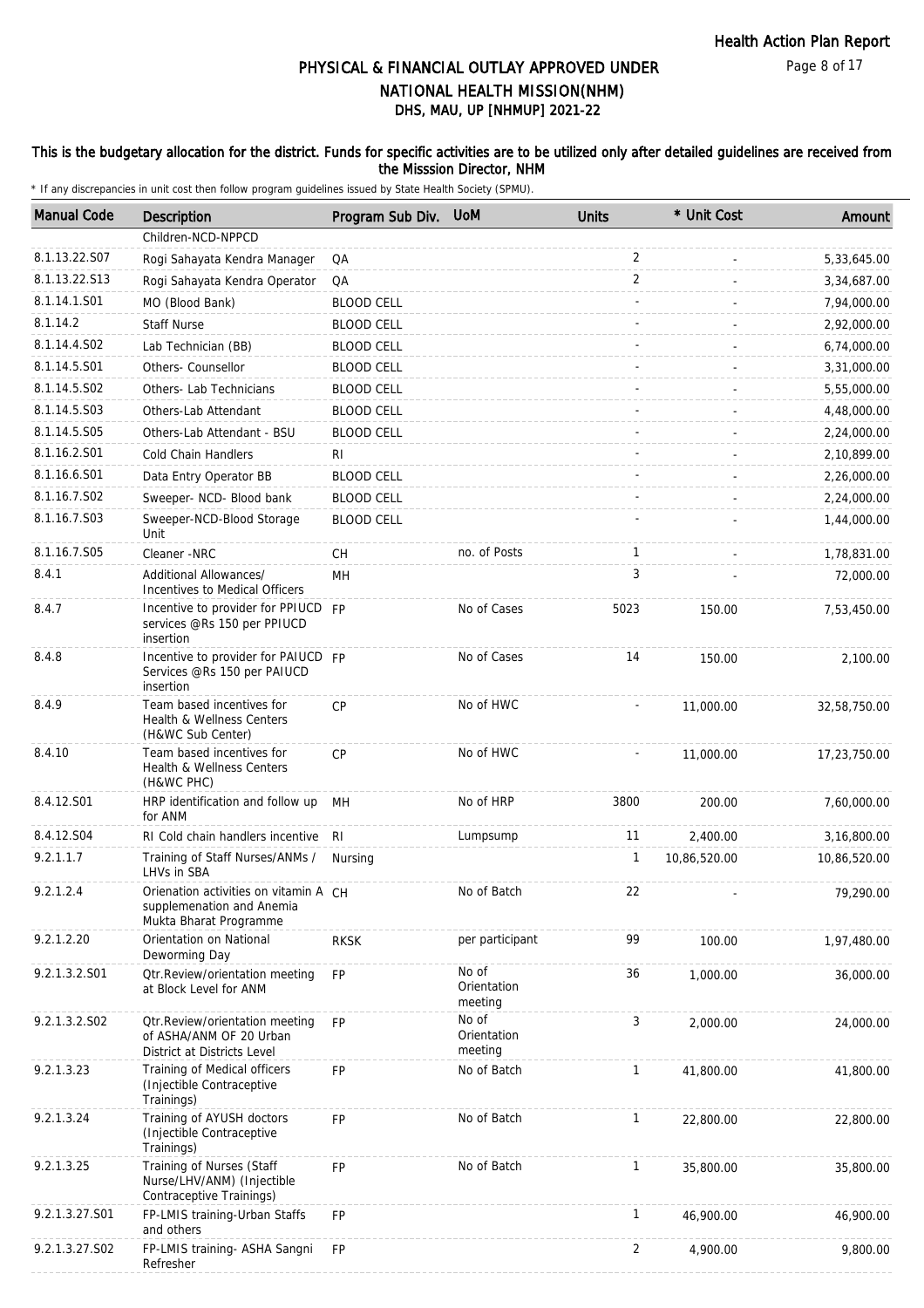# PHYSICAL & FINANCIAL OUTLAY APPROVED UNDER NATIONAL HEALTH MISSION(NHM)

## DHS, MAU, UP [NHMUP] 2021-22

**This is the budgetary allocation for the district. Funds for specific activities are to be utilized only after detailed guidelines are received from the Misssion Director, NHM**

\* If any discrepancies in unit cost then follow program guidelines issued by State Health Society (SPMU).

| Manual Code | Description | Program Sub Div. | UoM | Units | * Unit Cost | Amount |
|---|---|---|---|---|---|---|
| | Children-NCD-NPPCD | | | | | |
| 8.1.13.22.S07 | Rogi Sahayata Kendra Manager | QA | | 2 | - | 5,33,645.00 |
| 8.1.13.22.S13 | Rogi Sahayata Kendra Operator | QA | | 2 | - | 3,34,687.00 |
| 8.1.14.1.S01 | MO (Blood Bank) | BLOOD CELL | | - | - | 7,94,000.00 |
| 8.1.14.2 | Staff Nurse | BLOOD CELL | | - | - | 2,92,000.00 |
| 8.1.14.4.S02 | Lab Technician (BB) | BLOOD CELL | | - | - | 6,74,000.00 |
| 8.1.14.5.S01 | Others- Counsellor | BLOOD CELL | | - | - | 3,31,000.00 |
| 8.1.14.5.S02 | Others- Lab Technicians | BLOOD CELL | | - | - | 5,55,000.00 |
| 8.1.14.5.S03 | Others-Lab Attendant | BLOOD CELL | | - | - | 4,48,000.00 |
| 8.1.14.5.S05 | Others-Lab Attendant - BSU | BLOOD CELL | | - | - | 2,24,000.00 |
| 8.1.16.2.S01 | Cold Chain Handlers | RI | | - | - | 2,10,899.00 |
| 8.1.16.6.S01 | Data Entry Operator BB | BLOOD CELL | | - | - | 2,26,000.00 |
| 8.1.16.7.S02 | Sweeper- NCD- Blood bank | BLOOD CELL | | - | - | 2,24,000.00 |
| 8.1.16.7.S03 | Sweeper-NCD-Blood Storage Unit | BLOOD CELL | | - | - | 1,44,000.00 |
| 8.1.16.7.S05 | Cleaner -NRC | CH | no. of Posts | 1 | - | 1,78,831.00 |
| 8.4.1 | Additional Allowances/ Incentives to Medical Officers | MH | | 3 | - | 72,000.00 |
| 8.4.7 | Incentive to provider for PPIUCD services @Rs 150 per PPIUCD insertion | FP | No of Cases | 5023 | 150.00 | 7,53,450.00 |
| 8.4.8 | Incentive to provider for PAIUCD Services @Rs 150 per PAIUCD insertion | FP | No of Cases | 14 | 150.00 | 2,100.00 |
| 8.4.9 | Team based incentives for Health & Wellness Centers (H&WC Sub Center) | CP | No of HWC | - | 11,000.00 | 32,58,750.00 |
| 8.4.10 | Team based incentives for Health & Wellness Centers (H&WC PHC) | CP | No of HWC | - | 11,000.00 | 17,23,750.00 |
| 8.4.12.S01 | HRP identification and follow up for ANM | MH | No of HRP | 3800 | 200.00 | 7,60,000.00 |
| 8.4.12.S04 | RI Cold chain handlers incentive | RI | Lumpsump | 11 | 2,400.00 | 3,16,800.00 |
| 9.2.1.1.7 | Training of Staff Nurses/ANMs / LHVs in SBA | Nursing | | 1 | 10,86,520.00 | 10,86,520.00 |
| 9.2.1.2.4 | Orienation activities on vitamin A supplemenation and Anemia Mukta Bharat Programme | CH | No of Batch | 22 | - | 79,290.00 |
| 9.2.1.2.20 | Orientation on National Deworming Day | RKSK | per participant | 99 | 100.00 | 1,97,480.00 |
| 9.2.1.3.2.S01 | Qtr.Review/orientation meeting at Block Level for ANM | FP | No of Orientation meeting | 36 | 1,000.00 | 36,000.00 |
| 9.2.1.3.2.S02 | Qtr.Review/orientation meeting of ASHA/ANM OF 20 Urban District at Districts Level | FP | No of Orientation meeting | 3 | 2,000.00 | 24,000.00 |
| 9.2.1.3.23 | Training of Medical officers (Injectible Contraceptive Trainings) | FP | No of Batch | 1 | 41,800.00 | 41,800.00 |
| 9.2.1.3.24 | Training of AYUSH doctors (Injectible Contraceptive Trainings) | FP | No of Batch | 1 | 22,800.00 | 22,800.00 |
| 9.2.1.3.25 | Training of Nurses (Staff Nurse/LHV/ANM) (Injectible Contraceptive Trainings) | FP | No of Batch | 1 | 35,800.00 | 35,800.00 |
| 9.2.1.3.27.S01 | FP-LMIS training-Urban Staffs and others | FP | | 1 | 46,900.00 | 46,900.00 |
| 9.2.1.3.27.S02 | FP-LMIS training- ASHA Sangni Refresher | FP | | 2 | 4,900.00 | 9,800.00 |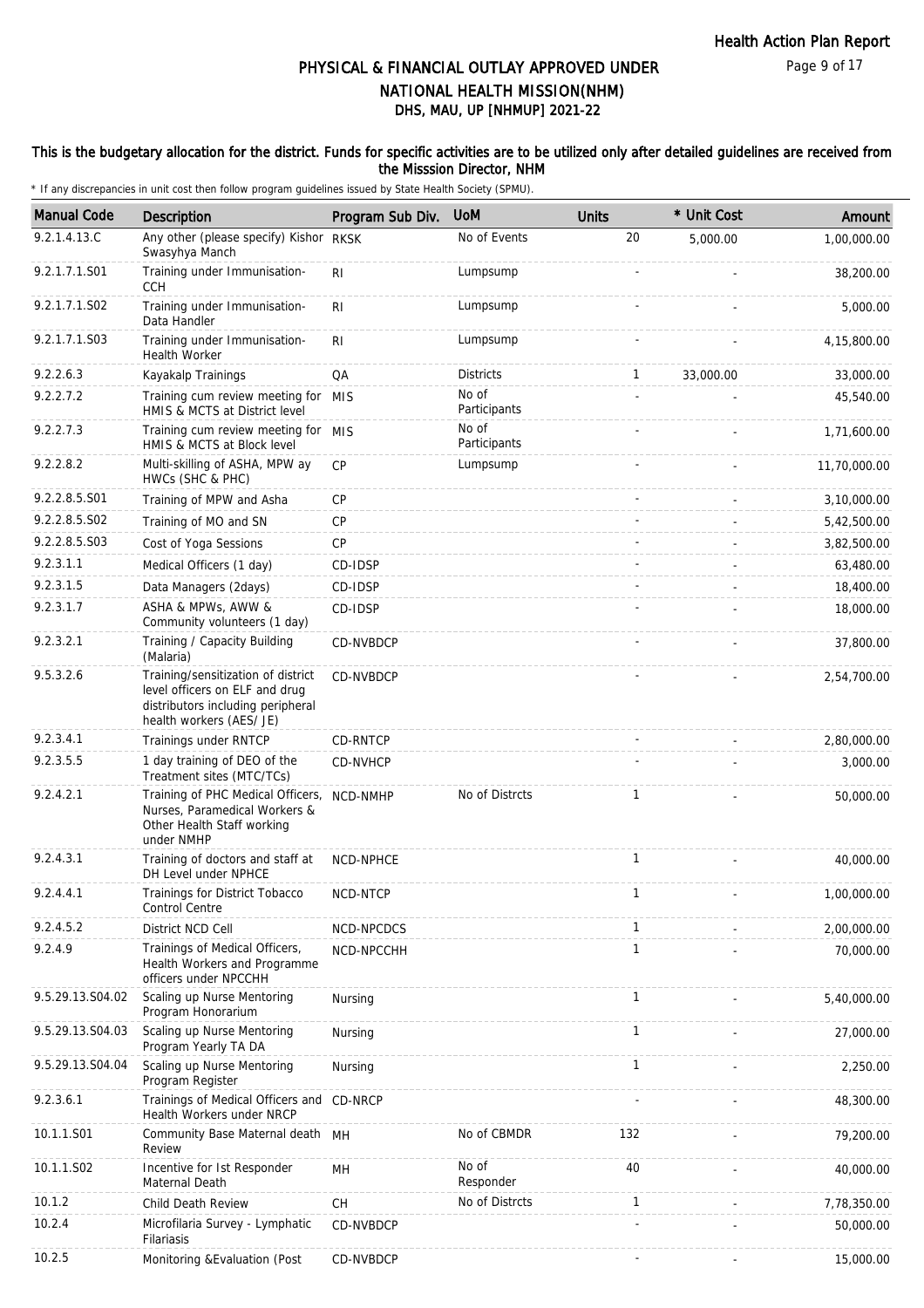# PHYSICAL & FINANCIAL OUTLAY APPROVED UNDER NATIONAL HEALTH MISSION(NHM)
## DHS, MAU, UP [NHMUP] 2021-22

### This is the budgetary allocation for the district. Funds for specific activities are to be utilized only after detailed guidelines are received from the Misssion Director, NHM

\* If any discrepancies in unit cost then follow program guidelines issued by State Health Society (SPMU).

| Manual Code | Description | Program Sub Div. | UoM | Units | * Unit Cost | Amount |
|---|---|---|---|---|---|---|
| 9.2.1.4.13.C | Any other (please specify) Kishor Swasyhya Manch | RKSK | No of Events | 20 | 5,000.00 | 1,00,000.00 |
| 9.2.1.7.1.S01 | Training under Immunisation-CCH | RI | Lumpsump | - | - | 38,200.00 |
| 9.2.1.7.1.S02 | Training under Immunisation-Data Handler | RI | Lumpsump | - | - | 5,000.00 |
| 9.2.1.7.1.S03 | Training under Immunisation-Health Worker | RI | Lumpsump | - | - | 4,15,800.00 |
| 9.2.2.6.3 | Kayakalp Trainings | QA | Districts | 1 | 33,000.00 | 33,000.00 |
| 9.2.2.7.2 | Training cum review meeting for HMIS & MCTS at District level | MIS | No of Participants | - | - | 45,540.00 |
| 9.2.2.7.3 | Training cum review meeting for HMIS & MCTS at Block level | MIS | No of Participants | - | - | 1,71,600.00 |
| 9.2.2.8.2 | Multi-skilling of ASHA, MPW ay HWCs (SHC & PHC) | CP | Lumpsump | - | - | 11,70,000.00 |
| 9.2.2.8.5.S01 | Training of MPW and Asha | CP | | - | - | 3,10,000.00 |
| 9.2.2.8.5.S02 | Training of MO and SN | CP | | - | - | 5,42,500.00 |
| 9.2.2.8.5.S03 | Cost of Yoga Sessions | CP | | - | - | 3,82,500.00 |
| 9.2.3.1.1 | Medical Officers (1 day) | CD-IDSP | | - | - | 63,480.00 |
| 9.2.3.1.5 | Data Managers (2days) | CD-IDSP | | - | - | 18,400.00 |
| 9.2.3.1.7 | ASHA & MPWs, AWW & Community volunteers (1 day) | CD-IDSP | | - | - | 18,000.00 |
| 9.2.3.2.1 | Training / Capacity Building (Malaria) | CD-NVBDCP | | - | - | 37,800.00 |
| 9.5.3.2.6 | Training/sensitization of district level officers on ELF and drug distributors including peripheral health workers (AES/ JE) | CD-NVBDCP | | - | - | 2,54,700.00 |
| 9.2.3.4.1 | Trainings under RNTCP | CD-RNTCP | | - | - | 2,80,000.00 |
| 9.2.3.5.5 | 1 day training of DEO of the Treatment sites (MTC/TCs) | CD-NVHCP | | - | - | 3,000.00 |
| 9.2.4.2.1 | Training of PHC Medical Officers, Nurses, Paramedical Workers & Other Health Staff working under NMHP | NCD-NMHP | No of Distrcts | 1 | - | 50,000.00 |
| 9.2.4.3.1 | Training of doctors and staff at DH Level under NPHCE | NCD-NPHCE | | 1 | - | 40,000.00 |
| 9.2.4.4.1 | Trainings for District Tobacco Control Centre | NCD-NTCP | | 1 | - | 1,00,000.00 |
| 9.2.4.5.2 | District NCD Cell | NCD-NPCDCS | | 1 | - | 2,00,000.00 |
| 9.2.4.9 | Trainings of Medical Officers, Health Workers and Programme officers under NPCCHH | NCD-NPCCHH | | 1 | - | 70,000.00 |
| 9.5.29.13.S04.02 | Scaling up Nurse Mentoring Program Honorarium | Nursing | | 1 | - | 5,40,000.00 |
| 9.5.29.13.S04.03 | Scaling up Nurse Mentoring Program Yearly TA DA | Nursing | | 1 | - | 27,000.00 |
| 9.5.29.13.S04.04 | Scaling up Nurse Mentoring Program Register | Nursing | | 1 | - | 2,250.00 |
| 9.2.3.6.1 | Trainings of Medical Officers and Health Workers under NRCP | CD-NRCP | | - | - | 48,300.00 |
| 10.1.1.S01 | Community Base Maternal death Review | MH | No of CBMDR | 132 | - | 79,200.00 |
| 10.1.1.S02 | Incentive for Ist Responder Maternal Death | MH | No of Responder | 40 | - | 40,000.00 |
| 10.1.2 | Child Death Review | CH | No of Distrcts | 1 | - | 7,78,350.00 |
| 10.2.4 | Microfilaria Survey - Lymphatic Filariasis | CD-NVBDCP | | - | - | 50,000.00 |
| 10.2.5 | Monitoring &Evaluation (Post | CD-NVBDCP | | - | - | 15,000.00 |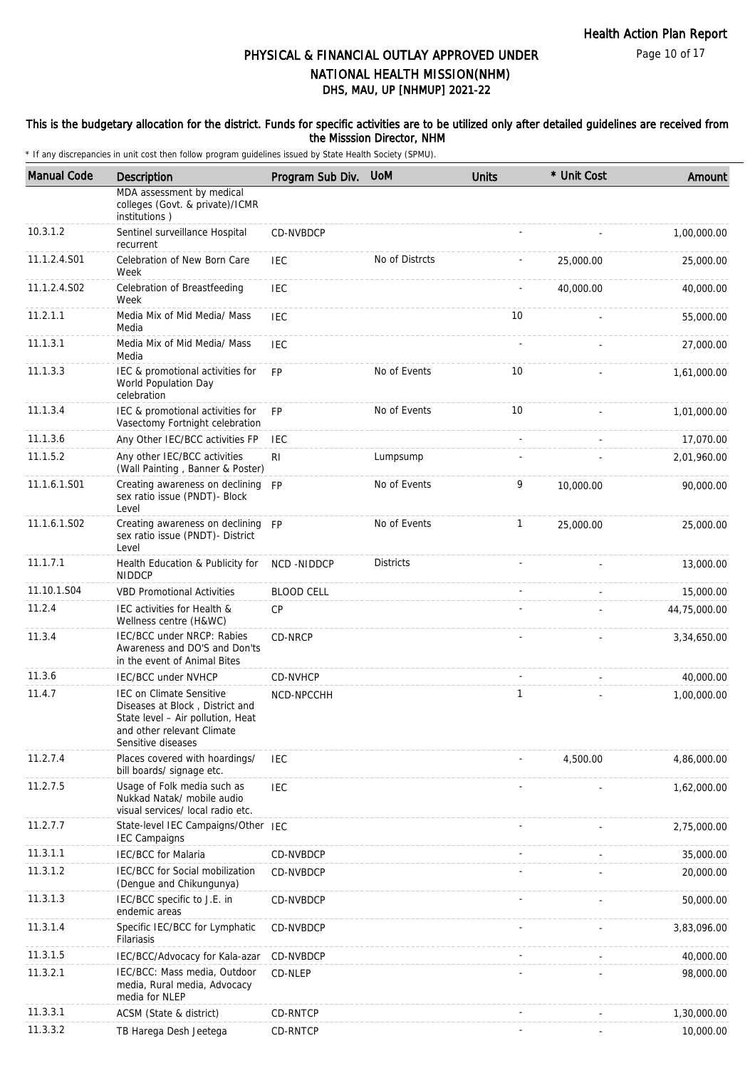# PHYSICAL & FINANCIAL OUTLAY APPROVED UNDER NATIONAL HEALTH MISSION(NHM)

## DHS, MAU, UP [NHMUP] 2021-22

This is the budgetary allocation for the district. Funds for specific activities are to be utilized only after detailed guidelines are received from the Misssion Director, NHM

\* If any discrepancies in unit cost then follow program guidelines issued by State Health Society (SPMU).

| Manual Code | Description | Program Sub Div. | UoM | Units | * Unit Cost | Amount |
|---|---|---|---|---|---|---|
| | MDA assessment by medical colleges (Govt. & private)/ICMR institutions ) | | | | | |
| 10.3.1.2 | Sentinel surveillance Hospital recurrent | CD-NVBDCP | | - | - | 1,00,000.00 |
| 11.1.2.4.S01 | Celebration of New Born Care Week | IEC | No of Distrcts | - | 25,000.00 | 25,000.00 |
| 11.1.2.4.S02 | Celebration of Breastfeeding Week | IEC | | - | 40,000.00 | 40,000.00 |
| 11.2.1.1 | Media Mix of Mid Media/ Mass Media | IEC | | 10 | - | 55,000.00 |
| 11.1.3.1 | Media Mix of Mid Media/ Mass Media | IEC | | - | - | 27,000.00 |
| 11.1.3.3 | IEC & promotional activities for World Population Day celebration | FP | No of Events | 10 | - | 1,61,000.00 |
| 11.1.3.4 | IEC & promotional activities for Vasectomy Fortnight celebration | FP | No of Events | 10 | - | 1,01,000.00 |
| 11.1.3.6 | Any Other IEC/BCC activities FP | IEC | | - | - | 17,070.00 |
| 11.1.5.2 | Any other IEC/BCC activities (Wall Painting , Banner & Poster) | RI | Lumpsump | - | - | 2,01,960.00 |
| 11.1.6.1.S01 | Creating awareness on declining sex ratio issue (PNDT)- Block Level | FP | No of Events | 9 | 10,000.00 | 90,000.00 |
| 11.1.6.1.S02 | Creating awareness on declining sex ratio issue (PNDT)- District Level | FP | No of Events | 1 | 25,000.00 | 25,000.00 |
| 11.1.7.1 | Health Education & Publicity for NIDDCP | NCD -NIDDCP | Districts | - | - | 13,000.00 |
| 11.10.1.S04 | VBD Promotional Activities | BLOOD CELL | | - | - | 15,000.00 |
| 11.2.4 | IEC activities for Health & Wellness centre (H&WC) | CP | | - | - | 44,75,000.00 |
| 11.3.4 | IEC/BCC under NRCP: Rabies Awareness and DO'S and Don'ts in the event of Animal Bites | CD-NRCP | | - | - | 3,34,650.00 |
| 11.3.6 | IEC/BCC under NVHCP | CD-NVHCP | | - | - | 40,000.00 |
| 11.4.7 | IEC on Climate Sensitive Diseases at Block , District and State level – Air pollution, Heat and other relevant Climate Sensitive diseases | NCD-NPCCHH | | 1 | - | 1,00,000.00 |
| 11.2.7.4 | Places covered with hoardings/ bill boards/ signage etc. | IEC | | - | 4,500.00 | 4,86,000.00 |
| 11.2.7.5 | Usage of Folk media such as Nukkad Natak/ mobile audio visual services/ local radio etc. | IEC | | - | - | 1,62,000.00 |
| 11.2.7.7 | State-level IEC Campaigns/Other IEC Campaigns | IEC | | - | - | 2,75,000.00 |
| 11.3.1.1 | IEC/BCC for Malaria | CD-NVBDCP | | - | - | 35,000.00 |
| 11.3.1.2 | IEC/BCC for Social mobilization (Dengue and Chikungunya) | CD-NVBDCP | | - | - | 20,000.00 |
| 11.3.1.3 | IEC/BCC specific to J.E. in endemic areas | CD-NVBDCP | | - | - | 50,000.00 |
| 11.3.1.4 | Specific IEC/BCC for Lymphatic Filariasis | CD-NVBDCP | | - | - | 3,83,096.00 |
| 11.3.1.5 | IEC/BCC/Advocacy for Kala-azar | CD-NVBDCP | | - | - | 40,000.00 |
| 11.3.2.1 | IEC/BCC: Mass media, Outdoor media, Rural media, Advocacy media for NLEP | CD-NLEP | | - | - | 98,000.00 |
| 11.3.3.1 | ACSM (State & district) | CD-RNTCP | | - | - | 1,30,000.00 |
| 11.3.3.2 | TB Harega Desh Jeetega | CD-RNTCP | | - | - | 10,000.00 |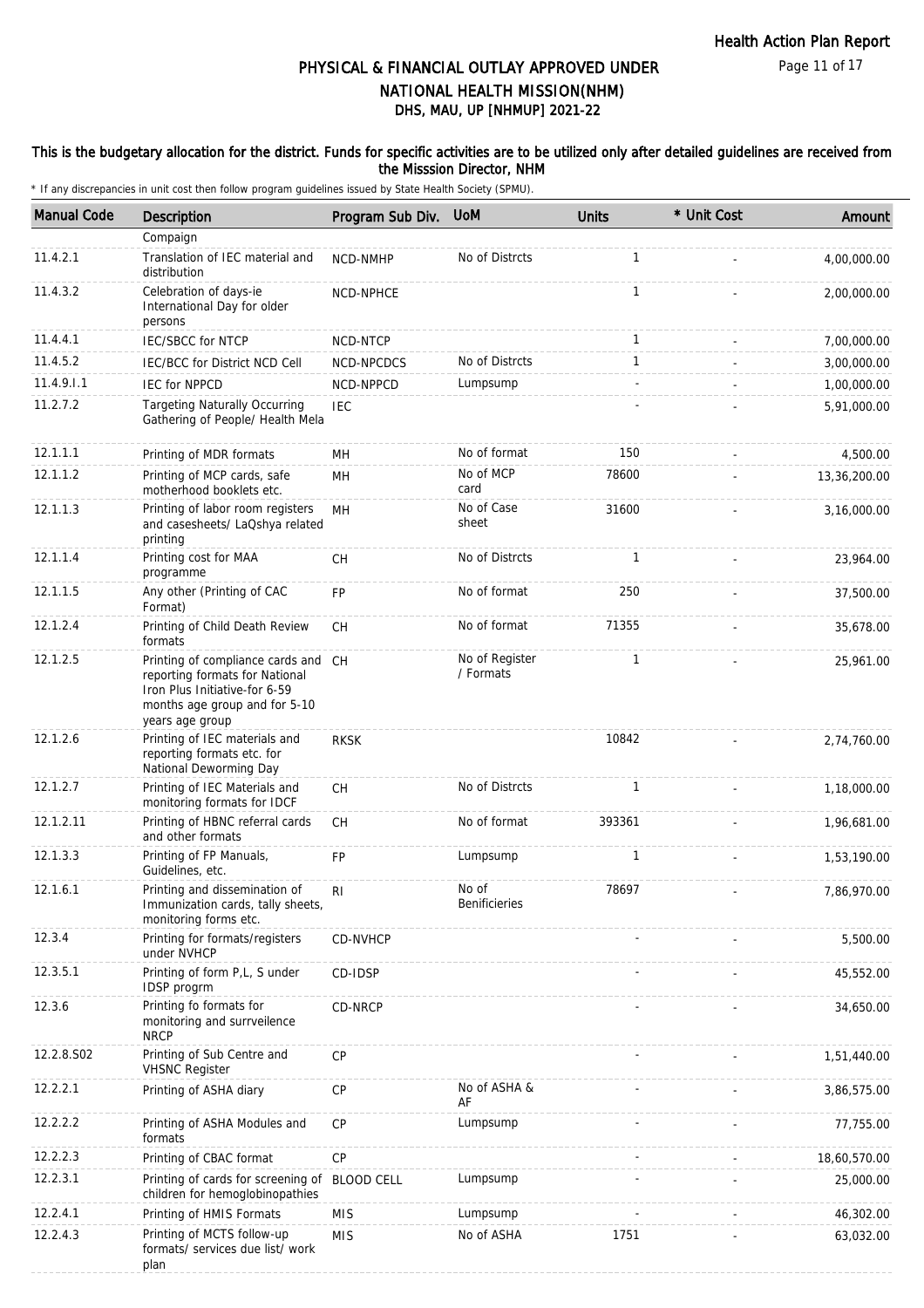# PHYSICAL & FINANCIAL OUTLAY APPROVED UNDER NATIONAL HEALTH MISSION(NHM)

## DHS, MAU, UP [NHMUP] 2021-22

This is the budgetary allocation for the district. Funds for specific activities are to be utilized only after detailed guidelines are received from the Misssion Director, NHM

\* If any discrepancies in unit cost then follow program guidelines issued by State Health Society (SPMU).

| Manual Code | Description | Program Sub Div. | UoM | Units | * Unit Cost | Amount |
|---|---|---|---|---|---|---|
| | Compaign | | | | | |
| 11.4.2.1 | Translation of IEC material and distribution | NCD-NMHP | No of Distrcts | 1 | - | 4,00,000.00 |
| 11.4.3.2 | Celebration of days-ie International Day for older persons | NCD-NPHCE | | 1 | - | 2,00,000.00 |
| 11.4.4.1 | IEC/SBCC for NTCP | NCD-NTCP | | 1 | - | 7,00,000.00 |
| 11.4.5.2 | IEC/BCC for District NCD Cell | NCD-NPCDCS | No of Distrcts | 1 | - | 3,00,000.00 |
| 11.4.9.I.1 | IEC for NPPCD | NCD-NPPCD | Lumpsump | - | - | 1,00,000.00 |
| 11.2.7.2 | Targeting Naturally Occurring Gathering of People/ Health Mela | IEC | | - | - | 5,91,000.00 |
| 12.1.1.1 | Printing of MDR formats | MH | No of format | 150 | - | 4,500.00 |
| 12.1.1.2 | Printing of MCP cards, safe motherhood booklets etc. | MH | No of MCP card | 78600 | - | 13,36,200.00 |
| 12.1.1.3 | Printing of labor room registers and casesheets/ LaQshya related printing | MH | No of Case sheet | 31600 | - | 3,16,000.00 |
| 12.1.1.4 | Printing cost for MAA programme | CH | No of Distrcts | 1 | - | 23,964.00 |
| 12.1.1.5 | Any other (Printing of CAC Format) | FP | No of format | 250 | - | 37,500.00 |
| 12.1.2.4 | Printing of Child Death Review formats | CH | No of format | 71355 | - | 35,678.00 |
| 12.1.2.5 | Printing of compliance cards and reporting formats for National Iron Plus Initiative-for 6-59 months age group and for 5-10 years age group | CH | No of Register / Formats | 1 | - | 25,961.00 |
| 12.1.2.6 | Printing of IEC materials and reporting formats etc. for National Deworming Day | RKSK | | 10842 | - | 2,74,760.00 |
| 12.1.2.7 | Printing of IEC Materials and monitoring formats for IDCF | CH | No of Distrcts | 1 | - | 1,18,000.00 |
| 12.1.2.11 | Printing of HBNC referral cards and other formats | CH | No of format | 393361 | - | 1,96,681.00 |
| 12.1.3.3 | Printing of FP Manuals, Guidelines, etc. | FP | Lumpsump | 1 | - | 1,53,190.00 |
| 12.1.6.1 | Printing and dissemination of Immunization cards, tally sheets, monitoring forms etc. | RI | No of Benificieries | 78697 | - | 7,86,970.00 |
| 12.3.4 | Printing for formats/registers under NVHCP | CD-NVHCP | | - | - | 5,500.00 |
| 12.3.5.1 | Printing of form P,L, S under IDSP progrm | CD-IDSP | | - | - | 45,552.00 |
| 12.3.6 | Printing fo formats for monitoring and surrveilence NRCP | CD-NRCP | | - | - | 34,650.00 |
| 12.2.8.S02 | Printing of Sub Centre and VHSNC Register | CP | | - | - | 1,51,440.00 |
| 12.2.2.1 | Printing of ASHA diary | CP | No of ASHA & AF | - | - | 3,86,575.00 |
| 12.2.2.2 | Printing of ASHA Modules and formats | CP | Lumpsump | - | - | 77,755.00 |
| 12.2.2.3 | Printing of CBAC format | CP | | - | - | 18,60,570.00 |
| 12.2.3.1 | Printing of cards for screening of children for hemoglobinopathies | BLOOD CELL | Lumpsump | - | - | 25,000.00 |
| 12.2.4.1 | Printing of HMIS Formats | MIS | Lumpsump | - | - | 46,302.00 |
| 12.2.4.3 | Printing of MCTS follow-up formats/ services due list/ work plan | MIS | No of ASHA | 1751 | - | 63,032.00 |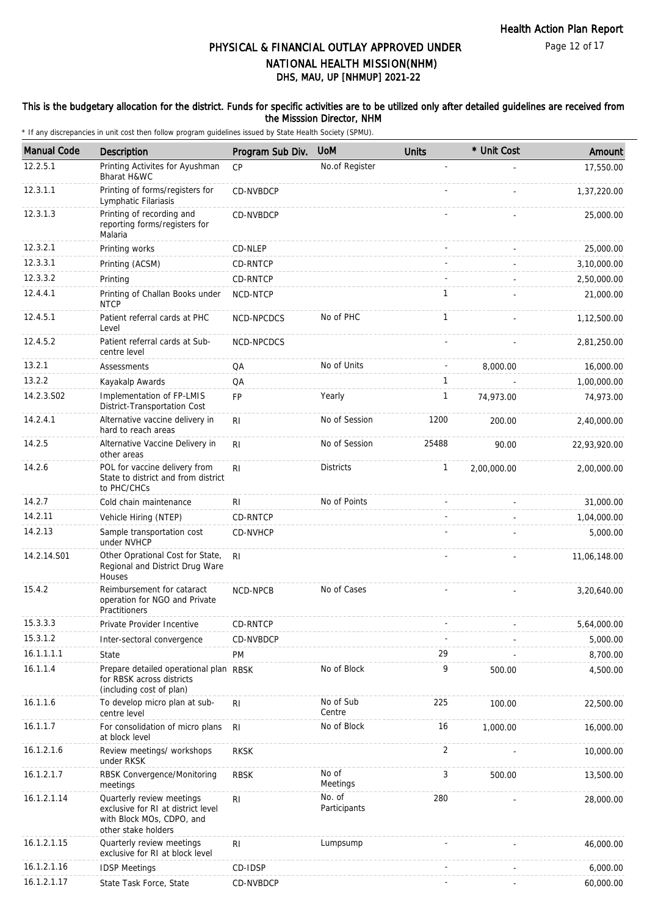# PHYSICAL & FINANCIAL OUTLAY APPROVED UNDER NATIONAL HEALTH MISSION(NHM)

## DHS, MAU, UP [NHMUP] 2021-22

### This is the budgetary allocation for the district. Funds for specific activities are to be utilized only after detailed guidelines are received from the Misssion Director, NHM

\* If any discrepancies in unit cost then follow program guidelines issued by State Health Society (SPMU).

| Manual Code | Description | Program Sub Div. | UoM | Units | * Unit Cost | Amount |
|---|---|---|---|---|---|---|
| 12.2.5.1 | Printing Activites for Ayushman Bharat H&WC | CP | No.of Register | - | - | 17,550.00 |
| 12.3.1.1 | Printing of forms/registers for Lymphatic Filariasis | CD-NVBDCP | | - | - | 1,37,220.00 |
| 12.3.1.3 | Printing of recording and reporting forms/registers for Malaria | CD-NVBDCP | | - | - | 25,000.00 |
| 12.3.2.1 | Printing works | CD-NLEP | | - | - | 25,000.00 |
| 12.3.3.1 | Printing (ACSM) | CD-RNTCP | | - | - | 3,10,000.00 |
| 12.3.3.2 | Printing | CD-RNTCP | | - | - | 2,50,000.00 |
| 12.4.4.1 | Printing of Challan Books under NTCP | NCD-NTCP | | 1 | - | 21,000.00 |
| 12.4.5.1 | Patient referral cards at PHC Level | NCD-NPCDCS | No of PHC | 1 | - | 1,12,500.00 |
| 12.4.5.2 | Patient referral cards at Sub-centre level | NCD-NPCDCS | | - | - | 2,81,250.00 |
| 13.2.1 | Assessments | QA | No of Units | - | 8,000.00 | 16,000.00 |
| 13.2.2 | Kayakalp Awards | QA | | 1 | - | 1,00,000.00 |
| 14.2.3.S02 | Implementation of FP-LMIS District-Transportation Cost | FP | Yearly | 1 | 74,973.00 | 74,973.00 |
| 14.2.4.1 | Alternative vaccine delivery in hard to reach areas | RI | No of Session | 1200 | 200.00 | 2,40,000.00 |
| 14.2.5 | Alternative Vaccine Delivery in other areas | RI | No of Session | 25488 | 90.00 | 22,93,920.00 |
| 14.2.6 | POL for vaccine delivery from State to district and from district to PHC/CHCs | RI | Districts | 1 | 2,00,000.00 | 2,00,000.00 |
| 14.2.7 | Cold chain maintenance | RI | No of Points | - | - | 31,000.00 |
| 14.2.11 | Vehicle Hiring (NTEP) | CD-RNTCP | | - | - | 1,04,000.00 |
| 14.2.13 | Sample transportation cost under NVHCP | CD-NVHCP | | - | - | 5,000.00 |
| 14.2.14.S01 | Other Oprational Cost for State, Regional and District Drug Ware Houses | RI | | - | - | 11,06,148.00 |
| 15.4.2 | Reimbursement for cataract operation for NGO and Private Practitioners | NCD-NPCB | No of Cases | - | - | 3,20,640.00 |
| 15.3.3.3 | Private Provider Incentive | CD-RNTCP | | - | - | 5,64,000.00 |
| 15.3.1.2 | Inter-sectoral convergence | CD-NVBDCP | | - | - | 5,000.00 |
| 16.1.1.1.1 | State | PM | | 29 | - | 8,700.00 |
| 16.1.1.4 | Prepare detailed operational plan for RBSK across districts (including cost of plan) | RBSK | No of Block | 9 | 500.00 | 4,500.00 |
| 16.1.1.6 | To develop micro plan at sub-centre level | RI | No of Sub Centre | 225 | 100.00 | 22,500.00 |
| 16.1.1.7 | For consolidation of micro plans at block level | RI | No of Block | 16 | 1,000.00 | 16,000.00 |
| 16.1.2.1.6 | Review meetings/ workshops under RKSK | RKSK | | 2 | - | 10,000.00 |
| 16.1.2.1.7 | RBSK Convergence/Monitoring meetings | RBSK | No of Meetings | 3 | 500.00 | 13,500.00 |
| 16.1.2.1.14 | Quarterly review meetings exclusive for RI at district level with Block MOs, CDPO, and other stake holders | RI | No. of Participants | 280 | - | 28,000.00 |
| 16.1.2.1.15 | Quarterly review meetings exclusive for RI at block level | RI | Lumpsump | - | - | 46,000.00 |
| 16.1.2.1.16 | IDSP Meetings | CD-IDSP | | - | - | 6,000.00 |
| 16.1.2.1.17 | State Task Force, State | CD-NVBDCP | | - | - | 60,000.00 |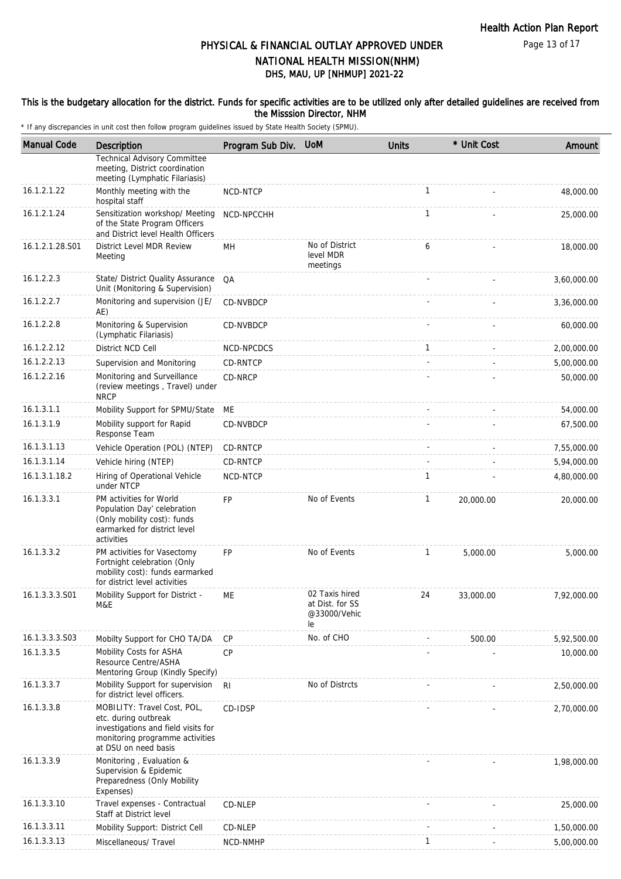# PHYSICAL & FINANCIAL OUTLAY APPROVED UNDER NATIONAL HEALTH MISSION(NHM)

## DHS, MAU, UP [NHMUP] 2021-22

**This is the budgetary allocation for the district. Funds for specific activities are to be utilized only after detailed guidelines are received from the Misssion Director, NHM**

\* If any discrepancies in unit cost then follow program guidelines issued by State Health Society (SPMU).

| Manual Code | Description | Program Sub Div. | UoM | Units | * Unit Cost | Amount |
|---|---|---|---|---|---|---|
| | Technical Advisory Committee meeting, District coordination meeting (Lymphatic Filariasis) | | | | | |
| 16.1.2.1.22 | Monthly meeting with the hospital staff | NCD-NTCP | | 1 | - | 48,000.00 |
| 16.1.2.1.24 | Sensitization workshop/ Meeting of the State Program Officers and District level Health Officers | NCD-NPCCHH | | 1 | - | 25,000.00 |
| 16.1.2.1.28.S01 | District Level MDR Review Meeting | MH | No of District level MDR meetings | 6 | - | 18,000.00 |
| 16.1.2.2.3 | State/ District Quality Assurance Unit (Monitoring & Supervision) | QA | | - | - | 3,60,000.00 |
| 16.1.2.2.7 | Monitoring and supervision (JE/ AE) | CD-NVBDCP | | - | - | 3,36,000.00 |
| 16.1.2.2.8 | Monitoring & Supervision (Lymphatic Filariasis) | CD-NVBDCP | | - | - | 60,000.00 |
| 16.1.2.2.12 | District NCD Cell | NCD-NPCDCS | | 1 | - | 2,00,000.00 |
| 16.1.2.2.13 | Supervision and Monitoring | CD-RNTCP | | - | - | 5,00,000.00 |
| 16.1.2.2.16 | Monitoring and Surveillance (review meetings , Travel) under NRCP | CD-NRCP | | - | - | 50,000.00 |
| 16.1.3.1.1 | Mobility Support for SPMU/State | ME | | - | - | 54,000.00 |
| 16.1.3.1.9 | Mobility support for Rapid Response Team | CD-NVBDCP | | - | - | 67,500.00 |
| 16.1.3.1.13 | Vehicle Operation (POL) (NTEP) | CD-RNTCP | | - | - | 7,55,000.00 |
| 16.1.3.1.14 | Vehicle hiring (NTEP) | CD-RNTCP | | - | - | 5,94,000.00 |
| 16.1.3.1.18.2 | Hiring of Operational Vehicle under NTCP | NCD-NTCP | | 1 | - | 4,80,000.00 |
| 16.1.3.3.1 | PM activities for World Population Day' celebration (Only mobility cost): funds earmarked for district level activities | FP | No of Events | 1 | 20,000.00 | 20,000.00 |
| 16.1.3.3.2 | PM activities for Vasectomy Fortnight celebration (Only mobility cost): funds earmarked for district level activities | FP | No of Events | 1 | 5,000.00 | 5,000.00 |
| 16.1.3.3.3.S01 | Mobility Support for District - M&E | ME | 02 Taxis hired at Dist. for SS @33000/Vehicle | 24 | 33,000.00 | 7,92,000.00 |
| 16.1.3.3.3.S03 | Mobilty Support for CHO TA/DA | CP | No. of CHO | - | 500.00 | 5,92,500.00 |
| 16.1.3.3.5 | Mobility Costs for ASHA Resource Centre/ASHA Mentoring Group (Kindly Specify) | CP | | - | - | 10,000.00 |
| 16.1.3.3.7 | Mobility Support for supervision for district level officers. | RI | No of Distrcts | - | - | 2,50,000.00 |
| 16.1.3.3.8 | MOBILITY: Travel Cost, POL, etc. during outbreak investigations and field visits for monitoring programme activities at DSU on need basis | CD-IDSP | | - | - | 2,70,000.00 |
| 16.1.3.3.9 | Monitoring , Evaluation & Supervision & Epidemic Preparedness (Only Mobility Expenses) | | | - | - | 1,98,000.00 |
| 16.1.3.3.10 | Travel expenses - Contractual Staff at District level | CD-NLEP | | - | - | 25,000.00 |
| 16.1.3.3.11 | Mobility Support: District Cell | CD-NLEP | | - | - | 1,50,000.00 |
| 16.1.3.3.13 | Miscellaneous/ Travel | NCD-NMHP | | 1 | - | 5,00,000.00 |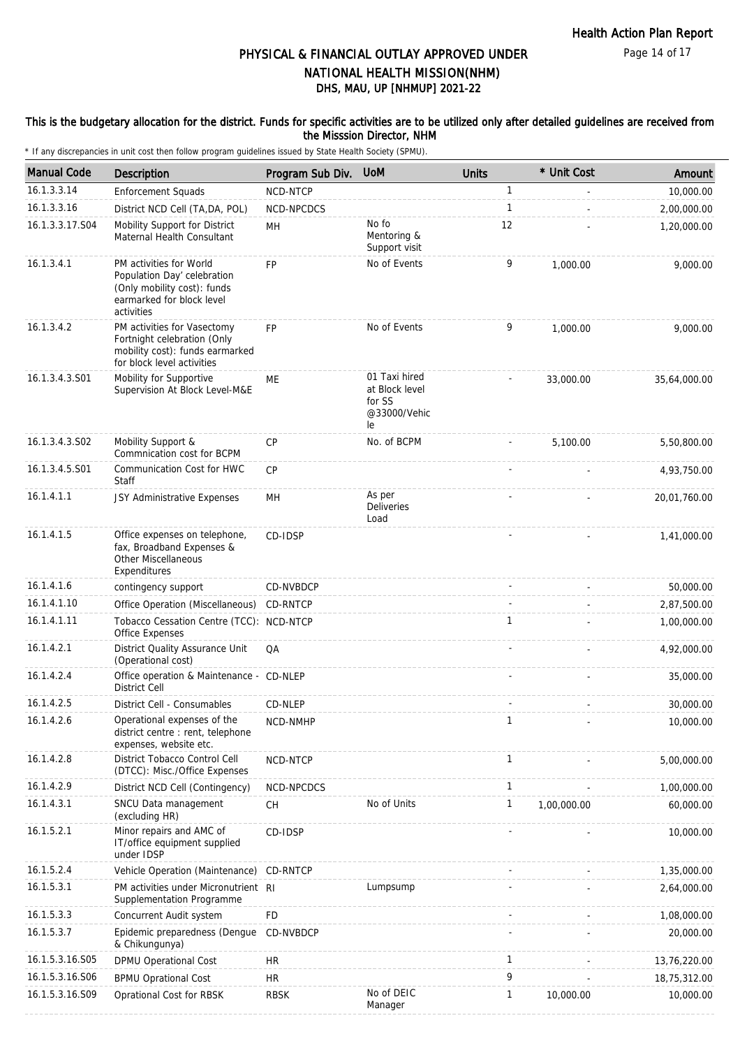# PHYSICAL & FINANCIAL OUTLAY APPROVED UNDER NATIONAL HEALTH MISSION(NHM)
## DHS, MAU, UP [NHMUP] 2021-22

### This is the budgetary allocation for the district. Funds for specific activities are to be utilized only after detailed guidelines are received from the Misssion Director, NHM

\* If any discrepancies in unit cost then follow program guidelines issued by State Health Society (SPMU).

| Manual Code | Description | Program Sub Div. | UoM | Units | * Unit Cost | Amount |
|---|---|---|---|---|---|---|
| 16.1.3.3.14 | Enforcement Squads | NCD-NTCP | | 1 | - | 10,000.00 |
| 16.1.3.3.16 | District NCD Cell (TA,DA, POL) | NCD-NPCDCS | | 1 | - | 2,00,000.00 |
| 16.1.3.3.17.S04 | Mobility Support for District Maternal Health Consultant | MH | No fo Mentoring & Support visit | 12 | - | 1,20,000.00 |
| 16.1.3.4.1 | PM activities for World Population Day' celebration (Only mobility cost): funds earmarked for block level activities | FP | No of Events | 9 | 1,000.00 | 9,000.00 |
| 16.1.3.4.2 | PM activities for Vasectomy Fortnight celebration (Only mobility cost): funds earmarked for block level activities | FP | No of Events | 9 | 1,000.00 | 9,000.00 |
| 16.1.3.4.3.S01 | Mobility for Supportive Supervision At Block Level-M&E | ME | 01 Taxi hired at Block level for SS @33000/Vehicle | - | 33,000.00 | 35,64,000.00 |
| 16.1.3.4.3.S02 | Mobility Support & Commnication cost for BCPM | CP | No. of BCPM | - | 5,100.00 | 5,50,800.00 |
| 16.1.3.4.5.S01 | Communication Cost for HWC Staff | CP | | - | - | 4,93,750.00 |
| 16.1.4.1.1 | JSY Administrative Expenses | MH | As per Deliveries Load | - | - | 20,01,760.00 |
| 16.1.4.1.5 | Office expenses on telephone, fax, Broadband Expenses & Other Miscellaneous Expenditures | CD-IDSP | | - | - | 1,41,000.00 |
| 16.1.4.1.6 | contingency support | CD-NVBDCP | | - | - | 50,000.00 |
| 16.1.4.1.10 | Office Operation (Miscellaneous) | CD-RNTCP | | - | - | 2,87,500.00 |
| 16.1.4.1.11 | Tobacco Cessation Centre (TCC): Office Expenses | NCD-NTCP | | 1 | - | 1,00,000.00 |
| 16.1.4.2.1 | District Quality Assurance Unit (Operational cost) | QA | | - | - | 4,92,000.00 |
| 16.1.4.2.4 | Office operation & Maintenance - District Cell | CD-NLEP | | - | - | 35,000.00 |
| 16.1.4.2.5 | District Cell - Consumables | CD-NLEP | | - | - | 30,000.00 |
| 16.1.4.2.6 | Operational expenses of the district centre : rent, telephone expenses, website etc. | NCD-NMHP | | 1 | - | 10,000.00 |
| 16.1.4.2.8 | District Tobacco Control Cell (DTCC): Misc./Office Expenses | NCD-NTCP | | 1 | - | 5,00,000.00 |
| 16.1.4.2.9 | District NCD Cell (Contingency) | NCD-NPCDCS | | 1 | - | 1,00,000.00 |
| 16.1.4.3.1 | SNCU Data management (excluding HR) | CH | No of Units | 1 | 1,00,000.00 | 60,000.00 |
| 16.1.5.2.1 | Minor repairs and AMC of IT/office equipment supplied under IDSP | CD-IDSP | | - | - | 10,000.00 |
| 16.1.5.2.4 | Vehicle Operation (Maintenance) | CD-RNTCP | | - | - | 1,35,000.00 |
| 16.1.5.3.1 | PM activities under Micronutrient Supplementation Programme | RI | Lumpsump | - | - | 2,64,000.00 |
| 16.1.5.3.3 | Concurrent Audit system | FD | | - | - | 1,08,000.00 |
| 16.1.5.3.7 | Epidemic preparedness (Dengue & Chikungunya) | CD-NVBDCP | | - | - | 20,000.00 |
| 16.1.5.3.16.S05 | DPMU Operational Cost | HR | | 1 | - | 13,76,220.00 |
| 16.1.5.3.16.S06 | BPMU Oprational Cost | HR | | 9 | - | 18,75,312.00 |
| 16.1.5.3.16.S09 | Oprational Cost for RBSK | RBSK | No of DEIC Manager | 1 | 10,000.00 | 10,000.00 |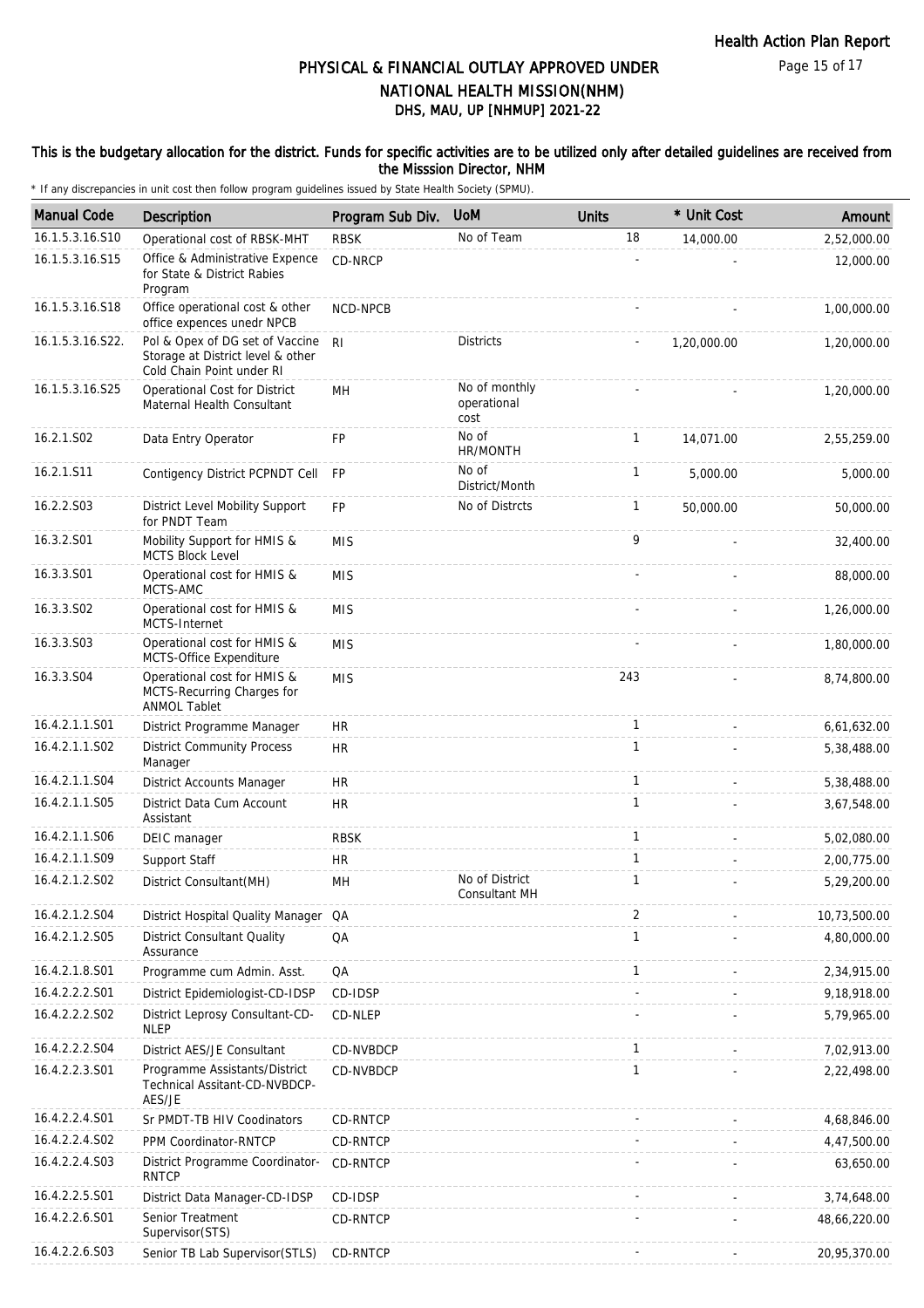# PHYSICAL & FINANCIAL OUTLAY APPROVED UNDER NATIONAL HEALTH MISSION(NHM)
## DHS, MAU, UP [NHMUP] 2021-22

**This is the budgetary allocation for the district. Funds for specific activities are to be utilized only after detailed guidelines are received from the Misssion Director, NHM**

* If any discrepancies in unit cost then follow program guidelines issued by State Health Society (SPMU).

| Manual Code | Description | Program Sub Div. | UoM | Units | * Unit Cost | Amount |
|---|---|---|---|---|---|---|
| 16.1.5.3.16.S10 | Operational cost of RBSK-MHT | RBSK | No of Team | 18 | 14,000.00 | 2,52,000.00 |
| 16.1.5.3.16.S15 | Office & Administrative Expence for State & District Rabies Program | CD-NRCP | | - | - | 12,000.00 |
| 16.1.5.3.16.S18 | Office operational cost & other office expences unedr NPCB | NCD-NPCB | | - | - | 1,00,000.00 |
| 16.1.5.3.16.S22. | Pol & Opex of DG set of Vaccine Storage at District level & other Cold Chain Point under RI | RI | Districts | - | 1,20,000.00 | 1,20,000.00 |
| 16.1.5.3.16.S25 | Operational Cost for District Maternal Health Consultant | MH | No of monthly operational cost | - | - | 1,20,000.00 |
| 16.2.1.S02 | Data Entry Operator | FP | No of HR/MONTH | 1 | 14,071.00 | 2,55,259.00 |
| 16.2.1.S11 | Contigency District PCPNDT Cell | FP | No of District/Month | 1 | 5,000.00 | 5,000.00 |
| 16.2.2.S03 | District Level Mobility Support for PNDT Team | FP | No of Distrcts | 1 | 50,000.00 | 50,000.00 |
| 16.3.2.S01 | Mobility Support for HMIS & MCTS Block Level | MIS | | 9 | - | 32,400.00 |
| 16.3.3.S01 | Operational cost for HMIS & MCTS-AMC | MIS | | - | - | 88,000.00 |
| 16.3.3.S02 | Operational cost for HMIS & MCTS-Internet | MIS | | - | - | 1,26,000.00 |
| 16.3.3.S03 | Operational cost for HMIS & MCTS-Office Expenditure | MIS | | - | - | 1,80,000.00 |
| 16.3.3.S04 | Operational cost for HMIS & MCTS-Recurring Charges for ANMOL Tablet | MIS | | 243 | - | 8,74,800.00 |
| 16.4.2.1.1.S01 | District Programme Manager | HR | | 1 | - | 6,61,632.00 |
| 16.4.2.1.1.S02 | District Community Process Manager | HR | | 1 | - | 5,38,488.00 |
| 16.4.2.1.1.S04 | District Accounts Manager | HR | | 1 | - | 5,38,488.00 |
| 16.4.2.1.1.S05 | District Data Cum Account Assistant | HR | | 1 | - | 3,67,548.00 |
| 16.4.2.1.1.S06 | DEIC manager | RBSK | | 1 | - | 5,02,080.00 |
| 16.4.2.1.1.S09 | Support Staff | HR | | 1 | - | 2,00,775.00 |
| 16.4.2.1.2.S02 | District Consultant(MH) | MH | No of District Consultant MH | 1 | - | 5,29,200.00 |
| 16.4.2.1.2.S04 | District Hospital Quality Manager | QA | | 2 | - | 10,73,500.00 |
| 16.4.2.1.2.S05 | District Consultant Quality Assurance | QA | | 1 | - | 4,80,000.00 |
| 16.4.2.1.8.S01 | Programme cum Admin. Asst. | QA | | 1 | - | 2,34,915.00 |
| 16.4.2.2.2.S01 | District Epidemiologist-CD-IDSP | CD-IDSP | | - | - | 9,18,918.00 |
| 16.4.2.2.2.S02 | District Leprosy Consultant-CD-NLEP | CD-NLEP | | - | - | 5,79,965.00 |
| 16.4.2.2.2.S04 | District AES/JE Consultant | CD-NVBDCP | | 1 | - | 7,02,913.00 |
| 16.4.2.2.3.S01 | Programme Assistants/District Technical Assitant-CD-NVBDCP-AES/JE | CD-NVBDCP | | 1 | - | 2,22,498.00 |
| 16.4.2.2.4.S01 | Sr PMDT-TB HIV Coodinators | CD-RNTCP | | - | - | 4,68,846.00 |
| 16.4.2.2.4.S02 | PPM Coordinator-RNTCP | CD-RNTCP | | - | - | 4,47,500.00 |
| 16.4.2.2.4.S03 | District Programme Coordinator-RNTCP | CD-RNTCP | | - | - | 63,650.00 |
| 16.4.2.2.5.S01 | District Data Manager-CD-IDSP | CD-IDSP | | - | - | 3,74,648.00 |
| 16.4.2.2.6.S01 | Senior Treatment Supervisor(STS) | CD-RNTCP | | - | - | 48,66,220.00 |
| 16.4.2.2.6.S03 | Senior TB Lab Supervisor(STLS) | CD-RNTCP | | - | - | 20,95,370.00 |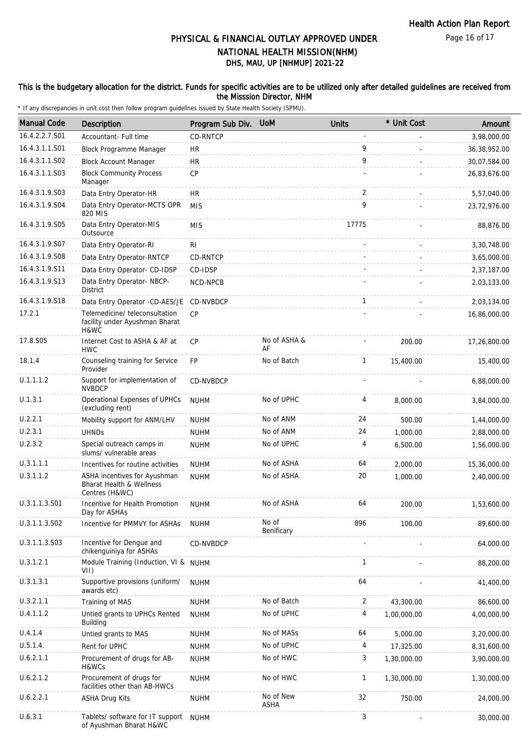# PHYSICAL & FINANCIAL OUTLAY APPROVED UNDER NATIONAL HEALTH MISSION(NHM)

## DHS, MAU, UP [NHMUP] 2021-22

### This is the budgetary allocation for the district. Funds for specific activities are to be utilized only after detailed guidelines are received from the Misssion Director, NHM

* If any discrepancies in unit cost then follow program guidelines issued by State Health Society (SPMU).

| Manual Code | Description | Program Sub Div. | UoM | Units | * Unit Cost | Amount |
|---|---|---|---|---|---|---|
| 16.4.2.2.7.S01 | Accountant- Full time | CD-RNTCP | | - | - | 3,98,000.00 |
| 16.4.3.1.1.S01 | Block Programme Manager | HR | | 9 | - | 36,38,952.00 |
| 16.4.3.1.1.S02 | Block Account Manager | HR | | 9 | - | 30,07,584.00 |
| 16.4.3.1.1.S03 | Block Community Process Manager | CP | | - | - | 26,83,676.00 |
| 16.4.3.1.9.S03 | Data Entry Operator-HR | HR | | 2 | - | 5,57,040.00 |
| 16.4.3.1.9.S04 | Data Entry Operator-MCTS OPR 820 MIS | MIS | | 9 | - | 23,72,976.00 |
| 16.4.3.1.9.S05 | Data Entry Operator-MIS Outsource | MIS | | 17775 | - | 88,876.00 |
| 16.4.3.1.9.S07 | Data Entry Operator-RI | RI | | - | - | 3,30,748.00 |
| 16.4.3.1.9.S08 | Data Entry Operator-RNTCP | CD-RNTCP | | - | - | 3,65,000.00 |
| 16.4.3.1.9.S11 | Data Entry Operator- CD-IDSP | CD-IDSP | | - | - | 2,37,187.00 |
| 16.4.3.1.9.S13 | Data Entry Operator- NBCP-District | NCD-NPCB | | - | - | 2,03,133.00 |
| 16.4.3.1.9.S18 | Data Entry Operator -CD-AES/JE | CD-NVBDCP | | 1 | - | 2,03,134.00 |
| 17.2.1 | Telemedicine/ teleconsultation facility under Ayushman Bharat H&WC | CP | | - | - | 16,86,000.00 |
| 17.8.S05 | Internet Cost to ASHA & AF at HWC | CP | No of ASHA & AF | - | 200.00 | 17,26,800.00 |
| 18.1.4 | Counseling training for Service Provider | FP | No of Batch | 1 | 15,400.00 | 15,400.00 |
| U.1.1.1.2 | Support for implementation of NVBDCP | CD-NVBDCP | | - | - | 6,88,000.00 |
| U.1.3.1 | Operational Expenses of UPHCs (excluding rent) | NUHM | No of UPHC | 4 | 8,000.00 | 3,84,000.00 |
| U.2.2.1 | Mobility support for ANM/LHV | NUHM | No of ANM | 24 | 500.00 | 1,44,000.00 |
| U.2.3.1 | UHNDs | NUHM | No of ANM | 24 | 1,000.00 | 2,88,000.00 |
| U.2.3.2 | Special outreach camps in slums/ vulnerable areas | NUHM | No of UPHC | 4 | 6,500.00 | 1,56,000.00 |
| U.3.1.1.1 | Incentives for routine activities | NUHM | No of ASHA | 64 | 2,000.00 | 15,36,000.00 |
| U.3.1.1.2 | ASHA incentives for Ayushman Bharat Health & Wellness Centres (H&WC) | NUHM | No of ASHA | 20 | 1,000.00 | 2,40,000.00 |
| U.3.1.1.3.S01 | Incentive for Health Promotion Day for ASHAs | NUHM | No of ASHA | 64 | 200.00 | 1,53,600.00 |
| U.3.1.1.3.S02 | Incentive for PMMVY for ASHAs | NUHM | No of Benificary | 896 | 100.00 | 89,600.00 |
| U.3.1.1.3.S03 | Incentive for Dengue and chikenguiniya for ASHAs | CD-NVBDCP | | - | - | 64,000.00 |
| U.3.1.2.1 | Module Training (Induction, VI & VII) | NUHM | | 1 | - | 88,200.00 |
| U.3.1.3.1 | Supportive provisions (uniform/ awards etc) | NUHM | | 64 | - | 41,400.00 |
| U.3.2.1.1 | Training of MAS | NUHM | No of Batch | 2 | 43,300.00 | 86,600.00 |
| U.4.1.1.2 | Untied grants to UPHCs Rented Building | NUHM | No of UPHC | 4 | 1,00,000.00 | 4,00,000.00 |
| U.4.1.4 | Untied grants to MAS | NUHM | No of MASs | 64 | 5,000.00 | 3,20,000.00 |
| U.5.1.4. | Rent for UPHC | NUHM | No of UPHC | 4 | 17,325.00 | 8,31,600.00 |
| U.6.2.1.1 | Procurement of drugs for AB-H&WCs | NUHM | No of HWC | 3 | 1,30,000.00 | 3,90,000.00 |
| U.6.2.1.2 | Procurement of drugs for facilities other than AB-HWCs | NUHM | No of HWC | 1 | 1,30,000.00 | 1,30,000.00 |
| U.6.2.2.1 | ASHA Drug Kits | NUHM | No of New ASHA | 32 | 750.00 | 24,000.00 |
| U.6.3.1 | Tablets/ software for IT support of Ayushman Bharat H&WC | NUHM | | 3 | - | 30,000.00 |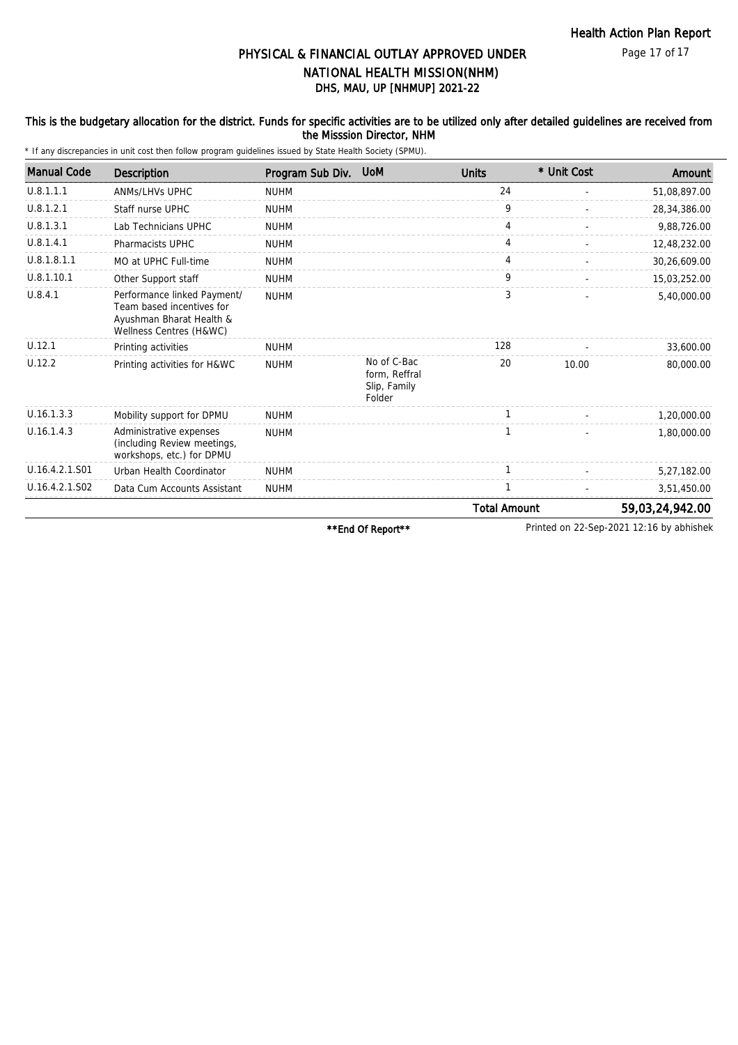# PHYSICAL & FINANCIAL OUTLAY APPROVED UNDER NATIONAL HEALTH MISSION(NHM)

## DHS, MAU, UP [NHMUP] 2021-22

**This is the budgetary allocation for the district. Funds for specific activities are to be utilized only after detailed guidelines are received from the Misssion Director, NHM**

* If any discrepancies in unit cost then follow program guidelines issued by State Health Society (SPMU).

| Manual Code | Description | Program Sub Div. | UoM | Units | * Unit Cost | Amount |
|---|---|---|---|---|---|---|
| U.8.1.1.1 | ANMs/LHVs UPHC | NUHM | | 24 | - | 51,08,897.00 |
| U.8.1.2.1 | Staff nurse UPHC | NUHM | | 9 | - | 28,34,386.00 |
| U.8.1.3.1 | Lab Technicians UPHC | NUHM | | 4 | - | 9,88,726.00 |
| U.8.1.4.1 | Pharmacists UPHC | NUHM | | 4 | - | 12,48,232.00 |
| U.8.1.8.1.1 | MO at UPHC Full-time | NUHM | | 4 | - | 30,26,609.00 |
| U.8.1.10.1 | Other Support staff | NUHM | | 9 | - | 15,03,252.00 |
| U.8.4.1 | Performance linked Payment/ Team based incentives for Ayushman Bharat Health & Wellness Centres (H&WC) | NUHM | | 3 | - | 5,40,000.00 |
| U.12.1 | Printing activities | NUHM | | 128 | - | 33,600.00 |
| U.12.2 | Printing activities for H&WC | NUHM | No of C-Bac form, Reffral Slip, Family Folder | 20 | 10.00 | 80,000.00 |
| U.16.1.3.3 | Mobility support for DPMU | NUHM | | 1 | - | 1,20,000.00 |
| U.16.1.4.3 | Administrative expenses (including Review meetings, workshops, etc.) for DPMU | NUHM | | 1 | - | 1,80,000.00 |
| U.16.4.2.1.S01 | Urban Health Coordinator | NUHM | | 1 | - | 5,27,182.00 |
| U.16.4.2.1.S02 | Data Cum Accounts Assistant | NUHM | | 1 | - | 3,51,450.00 |
| | | | | Total Amount | | 59,03,24,942.00 |

**End Of Report**

Printed on 22-Sep-2021 12:16 by abhishek